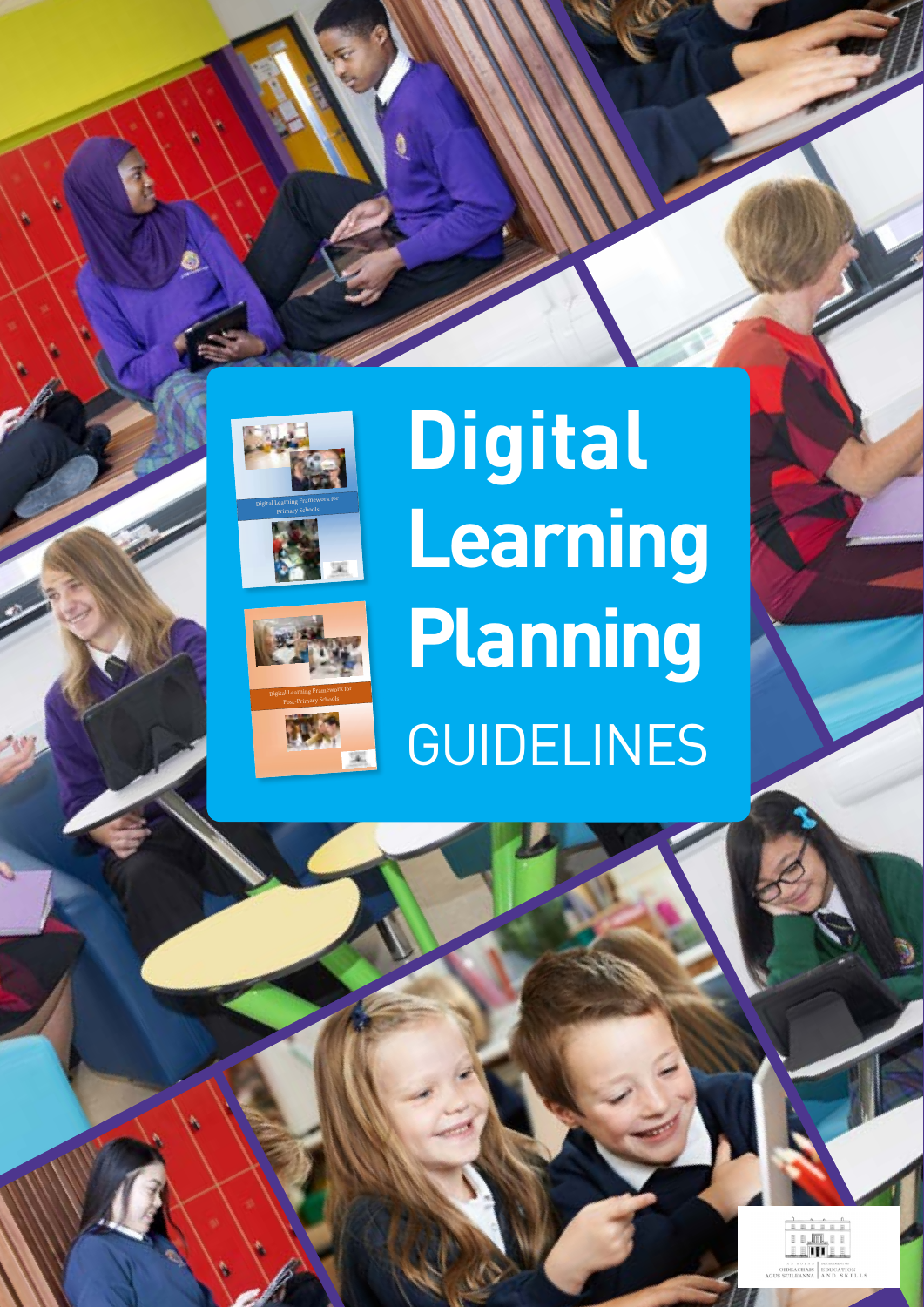# Digital Learning Planning

## GUIDELINES

Digital Learning Framework for Primary Schools

Digital Learning Framework for Post-Primary Schools

AN ROINN OIDEACHAIS AGUS SCILEANNA | DEPARTMENT OF EDUCATION AND SKILLS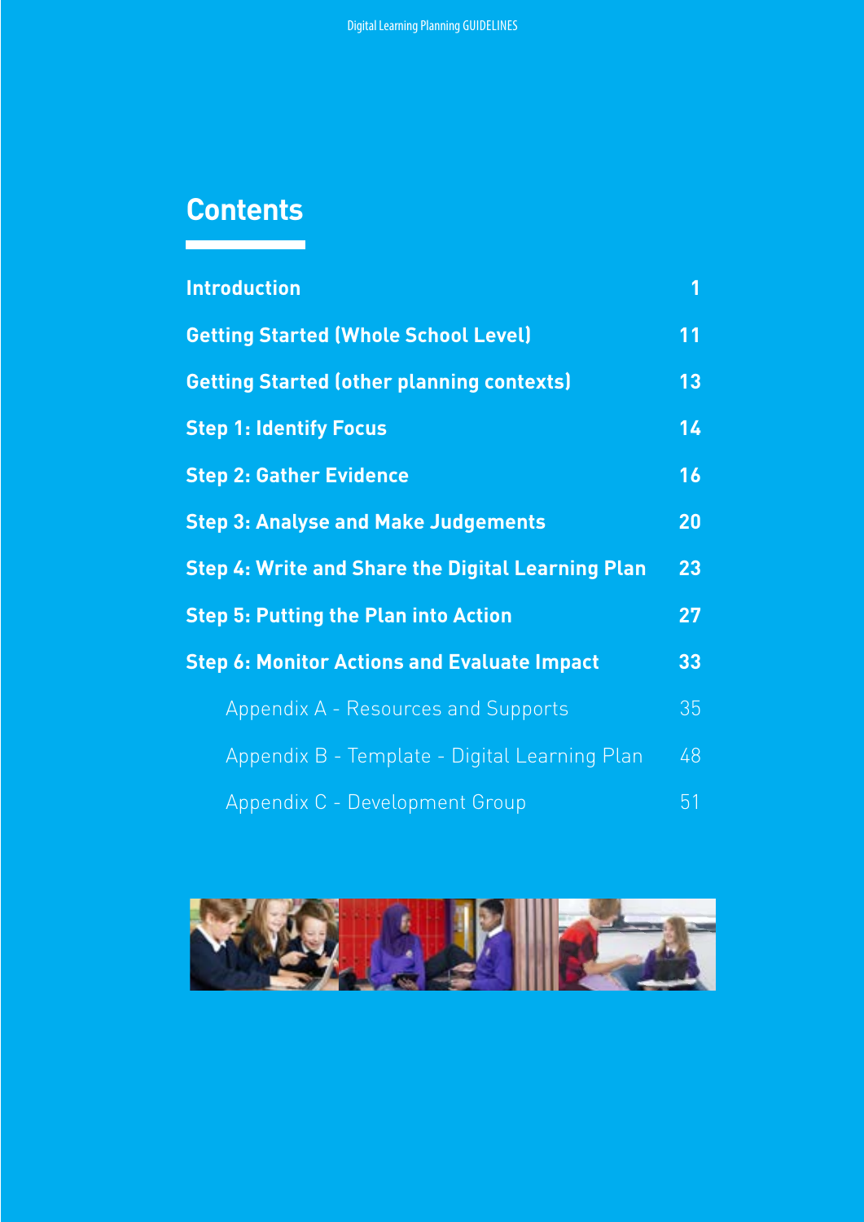## Contents

| | |
|---|---|
| **Introduction** | **1** |
| **Getting Started (Whole School Level)** | **11** |
| **Getting Started (other planning contexts)** | **13** |
| **Step 1: Identify Focus** | **14** |
| **Step 2: Gather Evidence** | **16** |
| **Step 3: Analyse and Make Judgements** | **20** |
| **Step 4: Write and Share the Digital Learning Plan** | **23** |
| **Step 5: Putting the Plan into Action** | **27** |
| **Step 6: Monitor Actions and Evaluate Impact** | **33** |
| Appendix A - Resources and Supports | 35 |
| Appendix B - Template - Digital Learning Plan | 48 |
| Appendix C - Development Group | 51 |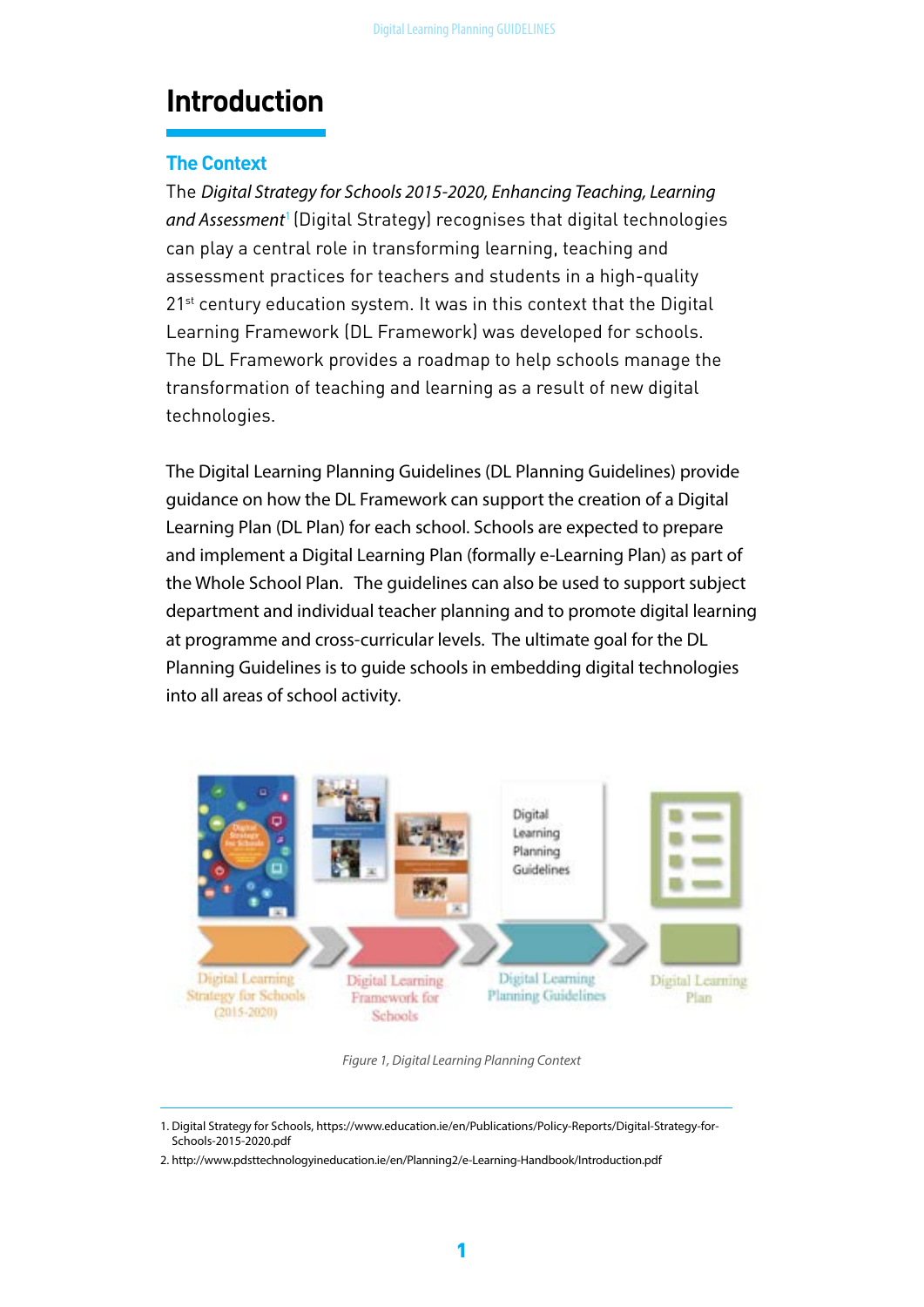# Introduction

## The Context

The *Digital Strategy for Schools 2015-2020, Enhancing Teaching, Learning and Assessment*[1] (Digital Strategy) recognises that digital technologies can play a central role in transforming learning, teaching and assessment practices for teachers and students in a high-quality 21st century education system. It was in this context that the Digital Learning Framework (DL Framework) was developed for schools. The DL Framework provides a roadmap to help schools manage the transformation of teaching and learning as a result of new digital technologies.

The Digital Learning Planning Guidelines (DL Planning Guidelines) provide guidance on how the DL Framework can support the creation of a Digital Learning Plan (DL Plan) for each school. Schools are expected to prepare and implement a Digital Learning Plan (formally e-Learning Plan) as part of the Whole School Plan. The guidelines can also be used to support subject department and individual teacher planning and to promote digital learning at programme and cross-curricular levels. The ultimate goal for the DL Planning Guidelines is to guide schools in embedding digital technologies into all areas of school activity.

Digital Learning Strategy for Schools (2015-2020) → Digital Learning Framework for Schools → Digital Learning Planning Guidelines → Digital Learning Plan

*Figure 1, Digital Learning Planning Context*

1. Digital Strategy for Schools, https://www.education.ie/en/Publications/Policy-Reports/Digital-Strategy-for-Schools-2015-2020.pdf
2. http://www.pdsttechnologyineducation.ie/en/Planning2/e-Learning-Handbook/Introduction.pdf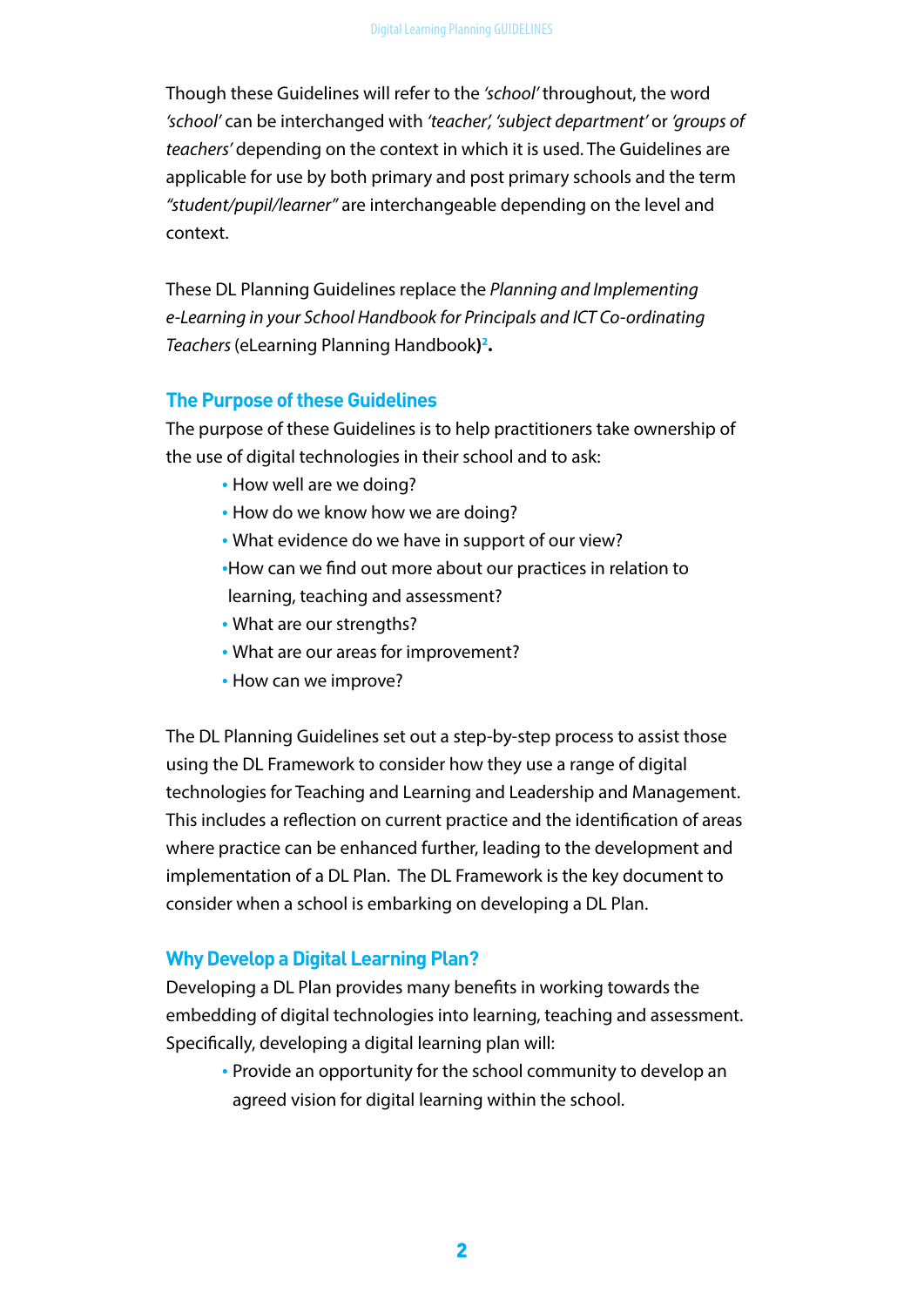Though these Guidelines will refer to the *'school'* throughout, the word *'school'* can be interchanged with *'teacher', 'subject department'* or *'groups of teachers'* depending on the context in which it is used. The Guidelines are applicable for use by both primary and post primary schools and the term *"student/pupil/learner"* are interchangeable depending on the level and context.

These DL Planning Guidelines replace the *Planning and Implementing e-Learning in your School Handbook for Principals and ICT Co-ordinating Teachers* (eLearning Planning Handbook)[2].

## The Purpose of these Guidelines

The purpose of these Guidelines is to help practitioners take ownership of the use of digital technologies in their school and to ask:

- How well are we doing?
- How do we know how we are doing?
- What evidence do we have in support of our view?
- How can we find out more about our practices in relation to learning, teaching and assessment?
- What are our strengths?
- What are our areas for improvement?
- How can we improve?

The DL Planning Guidelines set out a step-by-step process to assist those using the DL Framework to consider how they use a range of digital technologies for Teaching and Learning and Leadership and Management. This includes a reflection on current practice and the identification of areas where practice can be enhanced further, leading to the development and implementation of a DL Plan. The DL Framework is the key document to consider when a school is embarking on developing a DL Plan.

## Why Develop a Digital Learning Plan?

Developing a DL Plan provides many benefits in working towards the embedding of digital technologies into learning, teaching and assessment. Specifically, developing a digital learning plan will:

- Provide an opportunity for the school community to develop an agreed vision for digital learning within the school.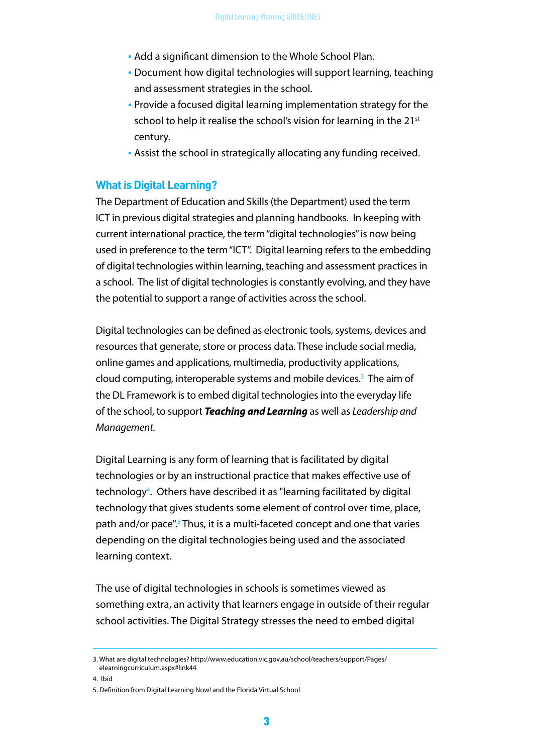- Add a significant dimension to the Whole School Plan.
- Document how digital technologies will support learning, teaching and assessment strategies in the school.
- Provide a focused digital learning implementation strategy for the school to help it realise the school's vision for learning in the 21st century.
- Assist the school in strategically allocating any funding received.

## What is Digital Learning?

The Department of Education and Skills (the Department) used the term ICT in previous digital strategies and planning handbooks. In keeping with current international practice, the term "digital technologies" is now being used in preference to the term "ICT". Digital learning refers to the embedding of digital technologies within learning, teaching and assessment practices in a school. The list of digital technologies is constantly evolving, and they have the potential to support a range of activities across the school.

Digital technologies can be defined as electronic tools, systems, devices and resources that generate, store or process data. These include social media, online games and applications, multimedia, productivity applications, cloud computing, interoperable systems and mobile devices.[3] The aim of the DL Framework is to embed digital technologies into the everyday life of the school, to support ***Teaching and Learning*** as well as *Leadership and Management*.

Digital Learning is any form of learning that is facilitated by digital technologies or by an instructional practice that makes effective use of technology[4]. Others have described it as "learning facilitated by digital technology that gives students some element of control over time, place, path and/or pace".[5] Thus, it is a multi-faceted concept and one that varies depending on the digital technologies being used and the associated learning context.

The use of digital technologies in schools is sometimes viewed as something extra, an activity that learners engage in outside of their regular school activities. The Digital Strategy stresses the need to embed digital

---

3. What are digital technologies? http://www.education.vic.gov.au/school/teachers/support/Pages/elearningcurriculum.aspx#link44
4. Ibid
5. Definition from Digital Learning Now! and the Florida Virtual School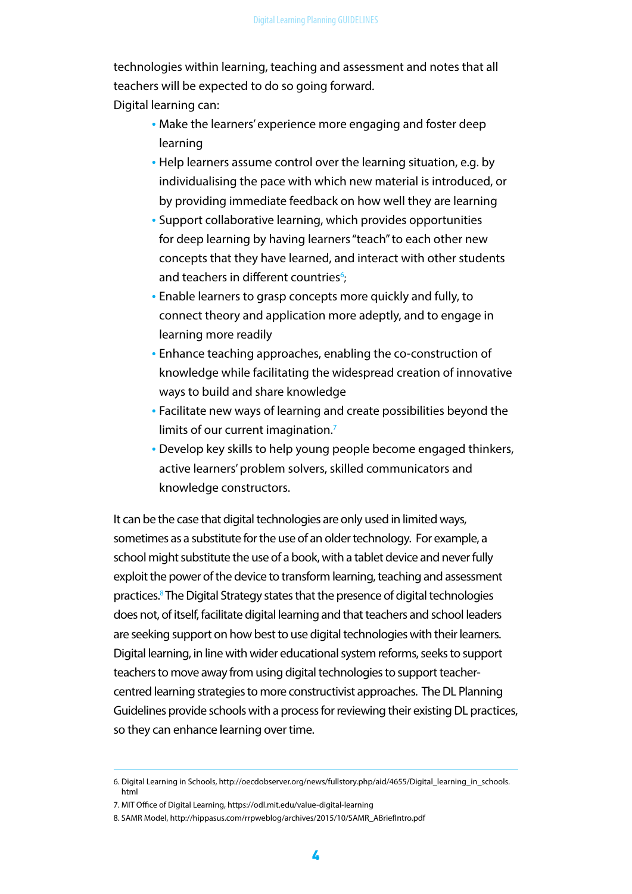technologies within learning, teaching and assessment and notes that all teachers will be expected to do so going forward.

Digital learning can:

- Make the learners' experience more engaging and foster deep learning
- Help learners assume control over the learning situation, e.g. by individualising the pace with which new material is introduced, or by providing immediate feedback on how well they are learning
- Support collaborative learning, which provides opportunities for deep learning by having learners "teach" to each other new concepts that they have learned, and interact with other students and teachers in different countries[6];
- Enable learners to grasp concepts more quickly and fully, to connect theory and application more adeptly, and to engage in learning more readily
- Enhance teaching approaches, enabling the co-construction of knowledge while facilitating the widespread creation of innovative ways to build and share knowledge
- Facilitate new ways of learning and create possibilities beyond the limits of our current imagination.[7]
- Develop key skills to help young people become engaged thinkers, active learners' problem solvers, skilled communicators and knowledge constructors.

It can be the case that digital technologies are only used in limited ways, sometimes as a substitute for the use of an older technology. For example, a school might substitute the use of a book, with a tablet device and never fully exploit the power of the device to transform learning, teaching and assessment practices.[8] The Digital Strategy states that the presence of digital technologies does not, of itself, facilitate digital learning and that teachers and school leaders are seeking support on how best to use digital technologies with their learners. Digital learning, in line with wider educational system reforms, seeks to support teachers to move away from using digital technologies to support teacher-centred learning strategies to more constructivist approaches. The DL Planning Guidelines provide schools with a process for reviewing their existing DL practices, so they can enhance learning over time.

---

6. Digital Learning in Schools, http://oecdobserver.org/news/fullstory.php/aid/4655/Digital_learning_in_schools.html
7. MIT Office of Digital Learning, https://odl.mit.edu/value-digital-learning
8. SAMR Model, http://hippasus.com/rrpweblog/archives/2015/10/SAMR_ABriefIntro.pdf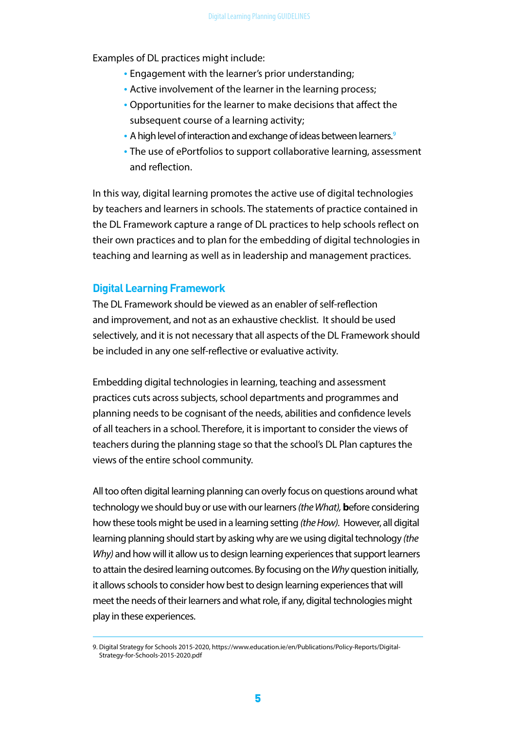Examples of DL practices might include:

- Engagement with the learner's prior understanding;
- Active involvement of the learner in the learning process;
- Opportunities for the learner to make decisions that affect the subsequent course of a learning activity;
- A high level of interaction and exchange of ideas between learners.[9]
- The use of ePortfolios to support collaborative learning, assessment and reflection.

In this way, digital learning promotes the active use of digital technologies by teachers and learners in schools. The statements of practice contained in the DL Framework capture a range of DL practices to help schools reflect on their own practices and to plan for the embedding of digital technologies in teaching and learning as well as in leadership and management practices.

## Digital Learning Framework

The DL Framework should be viewed as an enabler of self-reflection and improvement, and not as an exhaustive checklist. It should be used selectively, and it is not necessary that all aspects of the DL Framework should be included in any one self-reflective or evaluative activity.

Embedding digital technologies in learning, teaching and assessment practices cuts across subjects, school departments and programmes and planning needs to be cognisant of the needs, abilities and confidence levels of all teachers in a school. Therefore, it is important to consider the views of teachers during the planning stage so that the school's DL Plan captures the views of the entire school community.

All too often digital learning planning can overly focus on questions around what technology we should buy or use with our learners *(the What),* **b**efore considering how these tools might be used in a learning setting *(the How)*. However, all digital learning planning should start by asking why are we using digital technology *(the Why)* and how will it allow us to design learning experiences that support learners to attain the desired learning outcomes. By focusing on the *Why* question initially, it allows schools to consider how best to design learning experiences that will meet the needs of their learners and what role, if any, digital technologies might play in these experiences.

9. Digital Strategy for Schools 2015-2020, https://www.education.ie/en/Publications/Policy-Reports/Digital-Strategy-for-Schools-2015-2020.pdf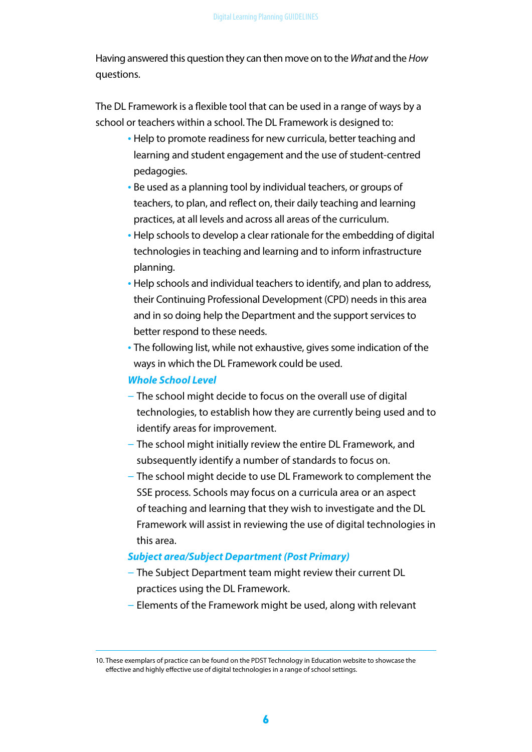Having answered this question they can then move on to the *What* and the *How* questions.

The DL Framework is a flexible tool that can be used in a range of ways by a school or teachers within a school. The DL Framework is designed to:

- Help to promote readiness for new curricula, better teaching and learning and student engagement and the use of student-centred pedagogies.
- Be used as a planning tool by individual teachers, or groups of teachers, to plan, and reflect on, their daily teaching and learning practices, at all levels and across all areas of the curriculum.
- Help schools to develop a clear rationale for the embedding of digital technologies in teaching and learning and to inform infrastructure planning.
- Help schools and individual teachers to identify, and plan to address, their Continuing Professional Development (CPD) needs in this area and in so doing help the Department and the support services to better respond to these needs.
- The following list, while not exhaustive, gives some indication of the ways in which the DL Framework could be used.

***Whole School Level***

- The school might decide to focus on the overall use of digital technologies, to establish how they are currently being used and to identify areas for improvement.
- The school might initially review the entire DL Framework, and subsequently identify a number of standards to focus on.
- The school might decide to use DL Framework to complement the SSE process. Schools may focus on a curricula area or an aspect of teaching and learning that they wish to investigate and the DL Framework will assist in reviewing the use of digital technologies in this area.

***Subject area/Subject Department (Post Primary)***

- The Subject Department team might review their current DL practices using the DL Framework.
- Elements of the Framework might be used, along with relevant

---

10. These exemplars of practice can be found on the PDST Technology in Education website to showcase the effective and highly effective use of digital technologies in a range of school settings.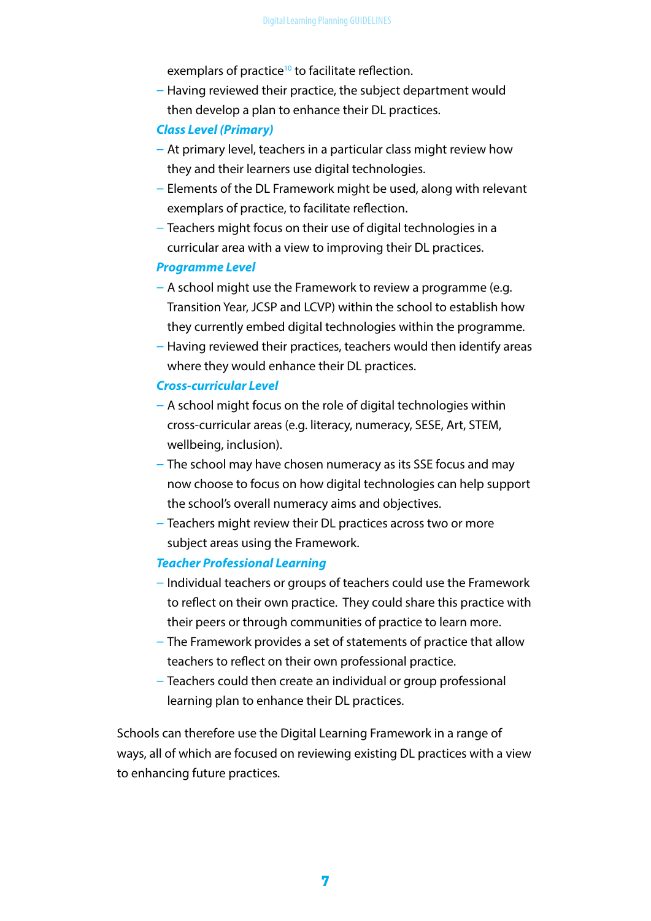exemplars of practice[10] to facilitate reflection.

- Having reviewed their practice, the subject department would then develop a plan to enhance their DL practices.

***Class Level (Primary)***

- At primary level, teachers in a particular class might review how they and their learners use digital technologies.
- Elements of the DL Framework might be used, along with relevant exemplars of practice, to facilitate reflection.
- Teachers might focus on their use of digital technologies in a curricular area with a view to improving their DL practices.

***Programme Level***

- A school might use the Framework to review a programme (e.g. Transition Year, JCSP and LCVP) within the school to establish how they currently embed digital technologies within the programme.
- Having reviewed their practices, teachers would then identify areas where they would enhance their DL practices.

***Cross-curricular Level***

- A school might focus on the role of digital technologies within cross-curricular areas (e.g. literacy, numeracy, SESE, Art, STEM, wellbeing, inclusion).
- The school may have chosen numeracy as its SSE focus and may now choose to focus on how digital technologies can help support the school's overall numeracy aims and objectives.
- Teachers might review their DL practices across two or more subject areas using the Framework.

***Teacher Professional Learning***

- Individual teachers or groups of teachers could use the Framework to reflect on their own practice. They could share this practice with their peers or through communities of practice to learn more.
- The Framework provides a set of statements of practice that allow teachers to reflect on their own professional practice.
- Teachers could then create an individual or group professional learning plan to enhance their DL practices.

Schools can therefore use the Digital Learning Framework in a range of ways, all of which are focused on reviewing existing DL practices with a view to enhancing future practices.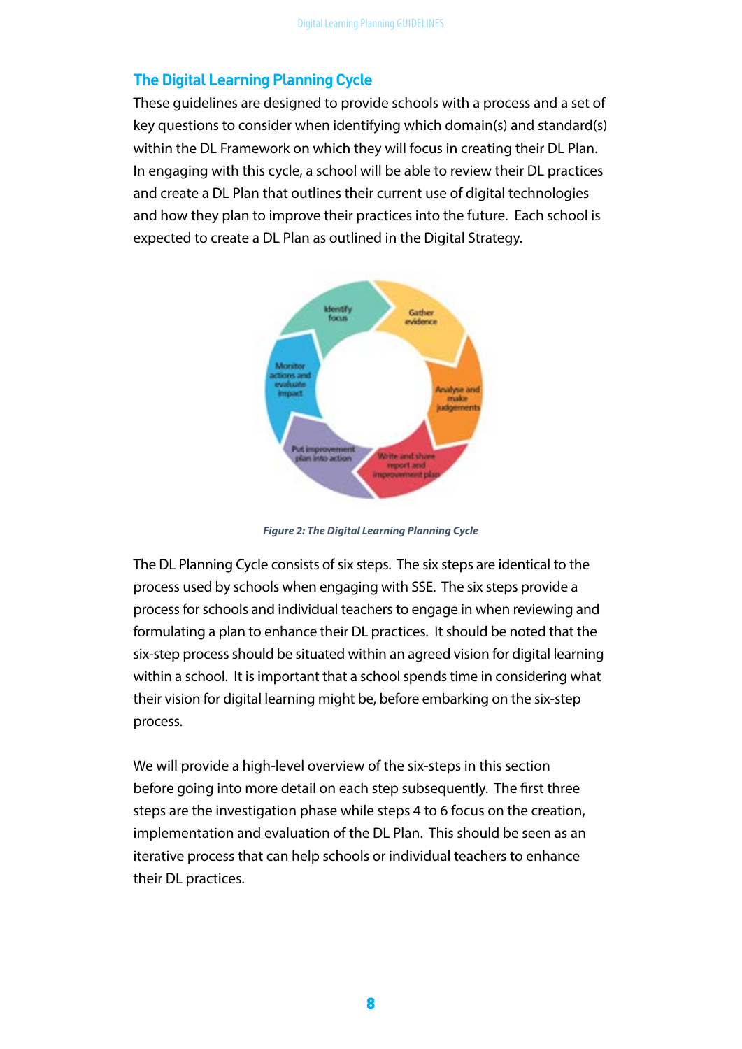## The Digital Learning Planning Cycle

These guidelines are designed to provide schools with a process and a set of key questions to consider when identifying which domain(s) and standard(s) within the DL Framework on which they will focus in creating their DL Plan. In engaging with this cycle, a school will be able to review their DL practices and create a DL Plan that outlines their current use of digital technologies and how they plan to improve their practices into the future. Each school is expected to create a DL Plan as outlined in the Digital Strategy.

*Figure 2: The Digital Learning Planning Cycle*

The DL Planning Cycle consists of six steps. The six steps are identical to the process used by schools when engaging with SSE. The six steps provide a process for schools and individual teachers to engage in when reviewing and formulating a plan to enhance their DL practices. It should be noted that the six-step process should be situated within an agreed vision for digital learning within a school. It is important that a school spends time in considering what their vision for digital learning might be, before embarking on the six-step process.

We will provide a high-level overview of the six-steps in this section before going into more detail on each step subsequently. The first three steps are the investigation phase while steps 4 to 6 focus on the creation, implementation and evaluation of the DL Plan. This should be seen as an iterative process that can help schools or individual teachers to enhance their DL practices.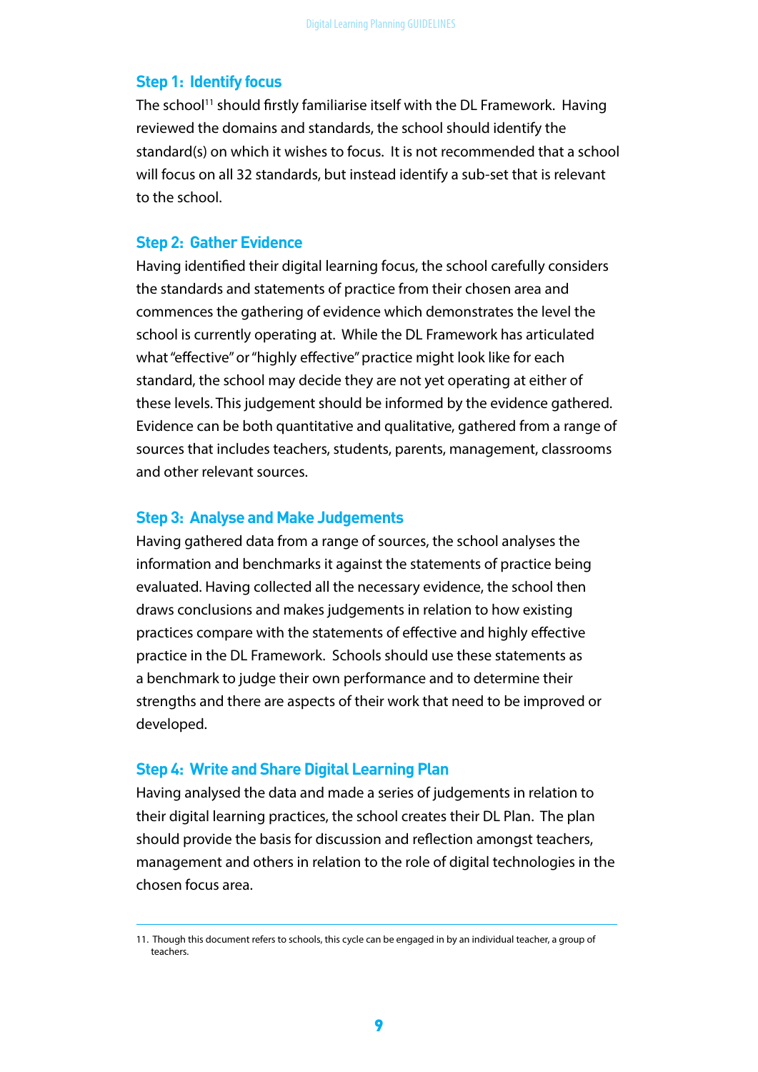### Step 1: Identify focus

The school[11] should firstly familiarise itself with the DL Framework. Having reviewed the domains and standards, the school should identify the standard(s) on which it wishes to focus. It is not recommended that a school will focus on all 32 standards, but instead identify a sub-set that is relevant to the school.

### Step 2: Gather Evidence

Having identified their digital learning focus, the school carefully considers the standards and statements of practice from their chosen area and commences the gathering of evidence which demonstrates the level the school is currently operating at. While the DL Framework has articulated what "effective" or "highly effective" practice might look like for each standard, the school may decide they are not yet operating at either of these levels. This judgement should be informed by the evidence gathered. Evidence can be both quantitative and qualitative, gathered from a range of sources that includes teachers, students, parents, management, classrooms and other relevant sources.

### Step 3: Analyse and Make Judgements

Having gathered data from a range of sources, the school analyses the information and benchmarks it against the statements of practice being evaluated. Having collected all the necessary evidence, the school then draws conclusions and makes judgements in relation to how existing practices compare with the statements of effective and highly effective practice in the DL Framework. Schools should use these statements as a benchmark to judge their own performance and to determine their strengths and there are aspects of their work that need to be improved or developed.

### Step 4: Write and Share Digital Learning Plan

Having analysed the data and made a series of judgements in relation to their digital learning practices, the school creates their DL Plan. The plan should provide the basis for discussion and reflection amongst teachers, management and others in relation to the role of digital technologies in the chosen focus area.

---

11. Though this document refers to schools, this cycle can be engaged in by an individual teacher, a group of teachers.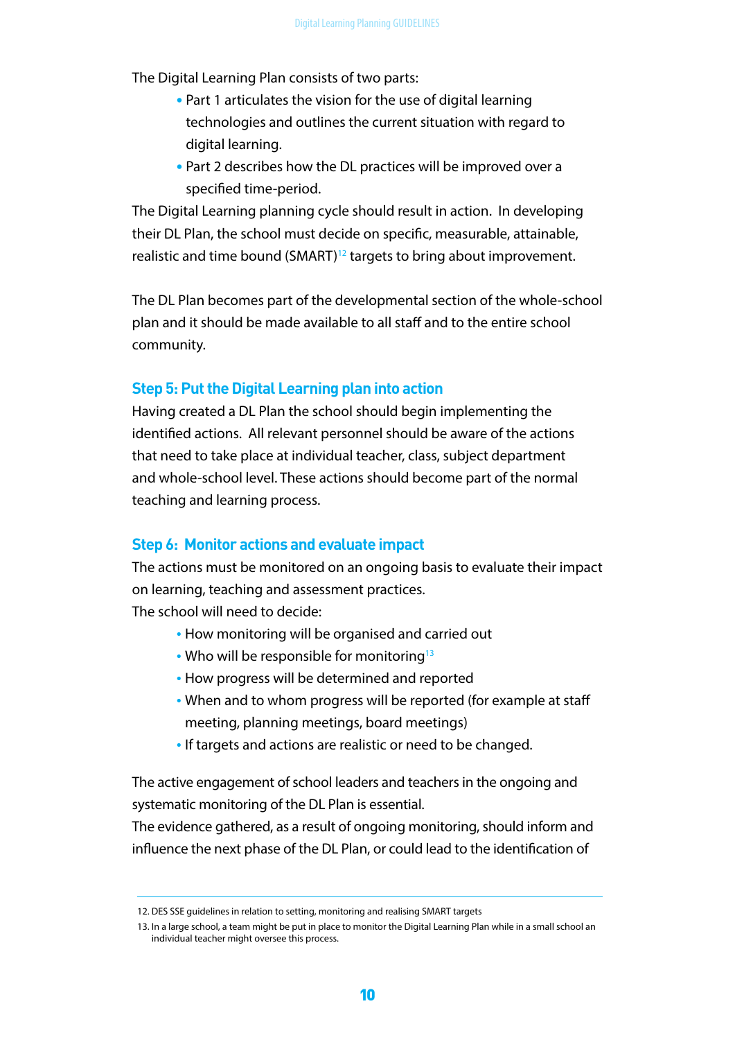The Digital Learning Plan consists of two parts:

- Part 1 articulates the vision for the use of digital learning technologies and outlines the current situation with regard to digital learning.
- Part 2 describes how the DL practices will be improved over a specified time-period.

The Digital Learning planning cycle should result in action. In developing their DL Plan, the school must decide on specific, measurable, attainable, realistic and time bound (SMART)[12] targets to bring about improvement.

The DL Plan becomes part of the developmental section of the whole-school plan and it should be made available to all staff and to the entire school community.

## Step 5: Put the Digital Learning plan into action

Having created a DL Plan the school should begin implementing the identified actions. All relevant personnel should be aware of the actions that need to take place at individual teacher, class, subject department and whole-school level. These actions should become part of the normal teaching and learning process.

## Step 6: Monitor actions and evaluate impact

The actions must be monitored on an ongoing basis to evaluate their impact on learning, teaching and assessment practices.
The school will need to decide:

- How monitoring will be organised and carried out
- Who will be responsible for monitoring[13]
- How progress will be determined and reported
- When and to whom progress will be reported (for example at staff meeting, planning meetings, board meetings)
- If targets and actions are realistic or need to be changed.

The active engagement of school leaders and teachers in the ongoing and systematic monitoring of the DL Plan is essential.
The evidence gathered, as a result of ongoing monitoring, should inform and influence the next phase of the DL Plan, or could lead to the identification of

---

12. DES SSE guidelines in relation to setting, monitoring and realising SMART targets

13. In a large school, a team might be put in place to monitor the Digital Learning Plan while in a small school an individual teacher might oversee this process.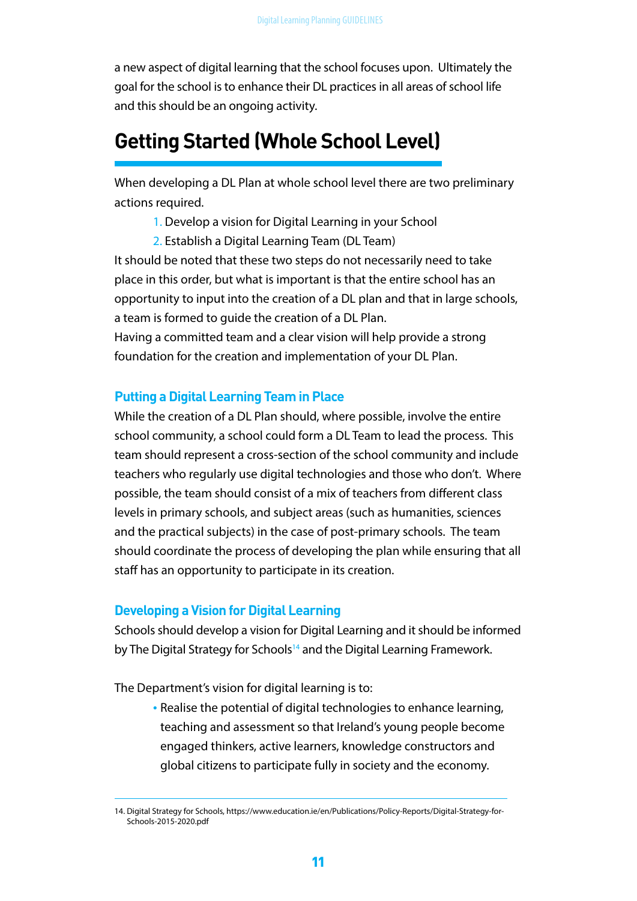a new aspect of digital learning that the school focuses upon. Ultimately the goal for the school is to enhance their DL practices in all areas of school life and this should be an ongoing activity.

# Getting Started (Whole School Level)

When developing a DL Plan at whole school level there are two preliminary actions required.

1. Develop a vision for Digital Learning in your School
2. Establish a Digital Learning Team (DL Team)

It should be noted that these two steps do not necessarily need to take place in this order, but what is important is that the entire school has an opportunity to input into the creation of a DL plan and that in large schools, a team is formed to guide the creation of a DL Plan.

Having a committed team and a clear vision will help provide a strong foundation for the creation and implementation of your DL Plan.

### Putting a Digital Learning Team in Place

While the creation of a DL Plan should, where possible, involve the entire school community, a school could form a DL Team to lead the process. This team should represent a cross-section of the school community and include teachers who regularly use digital technologies and those who don't. Where possible, the team should consist of a mix of teachers from different class levels in primary schools, and subject areas (such as humanities, sciences and the practical subjects) in the case of post-primary schools. The team should coordinate the process of developing the plan while ensuring that all staff has an opportunity to participate in its creation.

### Developing a Vision for Digital Learning

Schools should develop a vision for Digital Learning and it should be informed by The Digital Strategy for Schools[14] and the Digital Learning Framework.

The Department's vision for digital learning is to:

- Realise the potential of digital technologies to enhance learning, teaching and assessment so that Ireland's young people become engaged thinkers, active learners, knowledge constructors and global citizens to participate fully in society and the economy.

---

14. Digital Strategy for Schools, https://www.education.ie/en/Publications/Policy-Reports/Digital-Strategy-for-Schools-2015-2020.pdf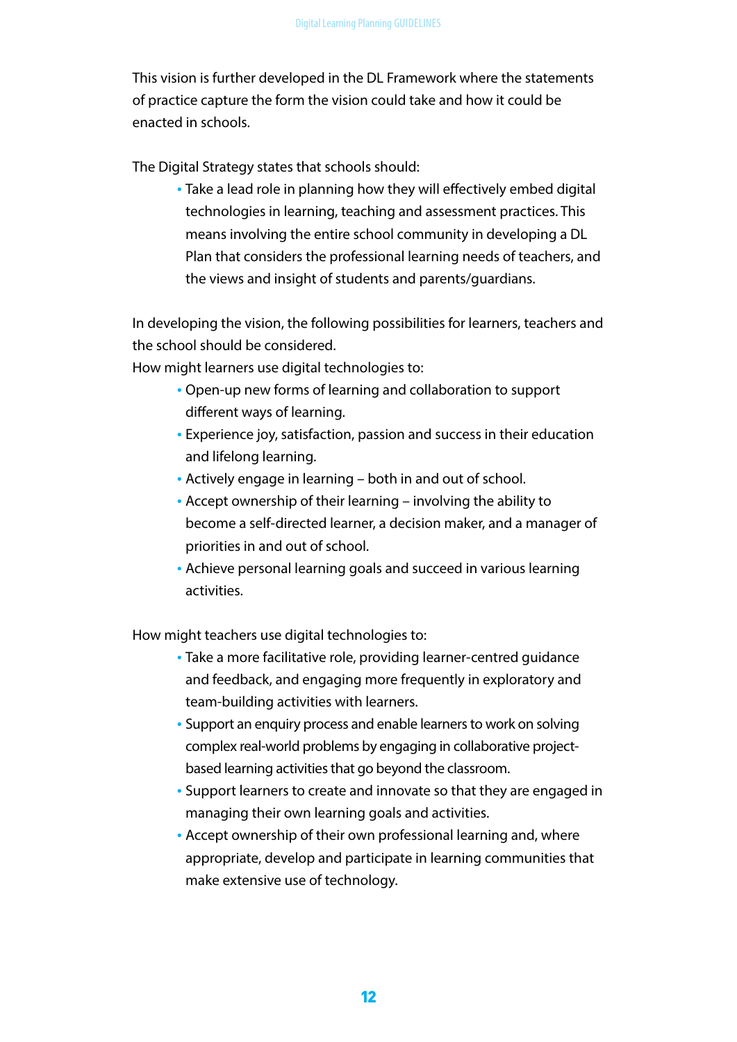This vision is further developed in the DL Framework where the statements of practice capture the form the vision could take and how it could be enacted in schools.

The Digital Strategy states that schools should:

- Take a lead role in planning how they will effectively embed digital technologies in learning, teaching and assessment practices. This means involving the entire school community in developing a DL Plan that considers the professional learning needs of teachers, and the views and insight of students and parents/guardians.

In developing the vision, the following possibilities for learners, teachers and the school should be considered.

How might learners use digital technologies to:

- Open-up new forms of learning and collaboration to support different ways of learning.
- Experience joy, satisfaction, passion and success in their education and lifelong learning.
- Actively engage in learning – both in and out of school.
- Accept ownership of their learning – involving the ability to become a self-directed learner, a decision maker, and a manager of priorities in and out of school.
- Achieve personal learning goals and succeed in various learning activities.

How might teachers use digital technologies to:

- Take a more facilitative role, providing learner-centred guidance and feedback, and engaging more frequently in exploratory and team-building activities with learners.
- Support an enquiry process and enable learners to work on solving complex real-world problems by engaging in collaborative project-based learning activities that go beyond the classroom.
- Support learners to create and innovate so that they are engaged in managing their own learning goals and activities.
- Accept ownership of their own professional learning and, where appropriate, develop and participate in learning communities that make extensive use of technology.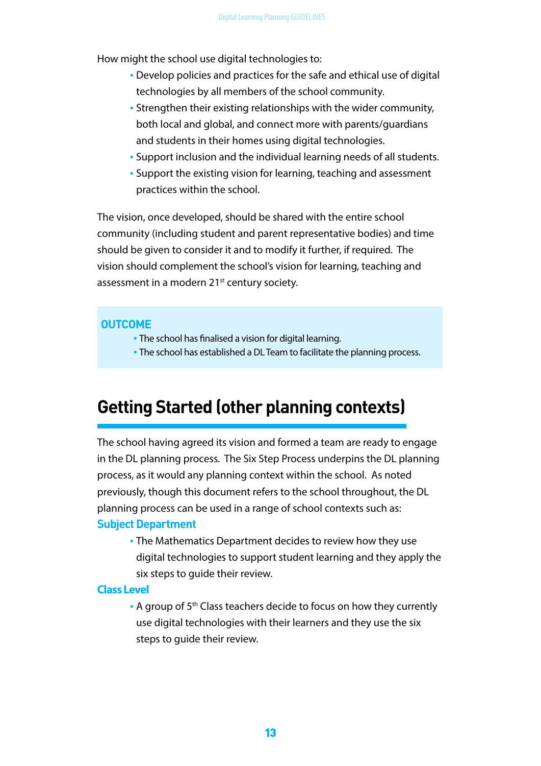How might the school use digital technologies to:

- Develop policies and practices for the safe and ethical use of digital technologies by all members of the school community.
- Strengthen their existing relationships with the wider community, both local and global, and connect more with parents/guardians and students in their homes using digital technologies.
- Support inclusion and the individual learning needs of all students.
- Support the existing vision for learning, teaching and assessment practices within the school.

The vision, once developed, should be shared with the entire school community (including student and parent representative bodies) and time should be given to consider it and to modify it further, if required. The vision should complement the school's vision for learning, teaching and assessment in a modern 21st century society.

**OUTCOME**

- The school has finalised a vision for digital learning.
- The school has established a DL Team to facilitate the planning process.

## Getting Started (other planning contexts)

The school having agreed its vision and formed a team are ready to engage in the DL planning process. The Six Step Process underpins the DL planning process, as it would any planning context within the school. As noted previously, though this document refers to the school throughout, the DL planning process can be used in a range of school contexts such as:

**Subject Department**

- The Mathematics Department decides to review how they use digital technologies to support student learning and they apply the six steps to guide their review.

**Class Level**

- A group of 5th Class teachers decide to focus on how they currently use digital technologies with their learners and they use the six steps to guide their review.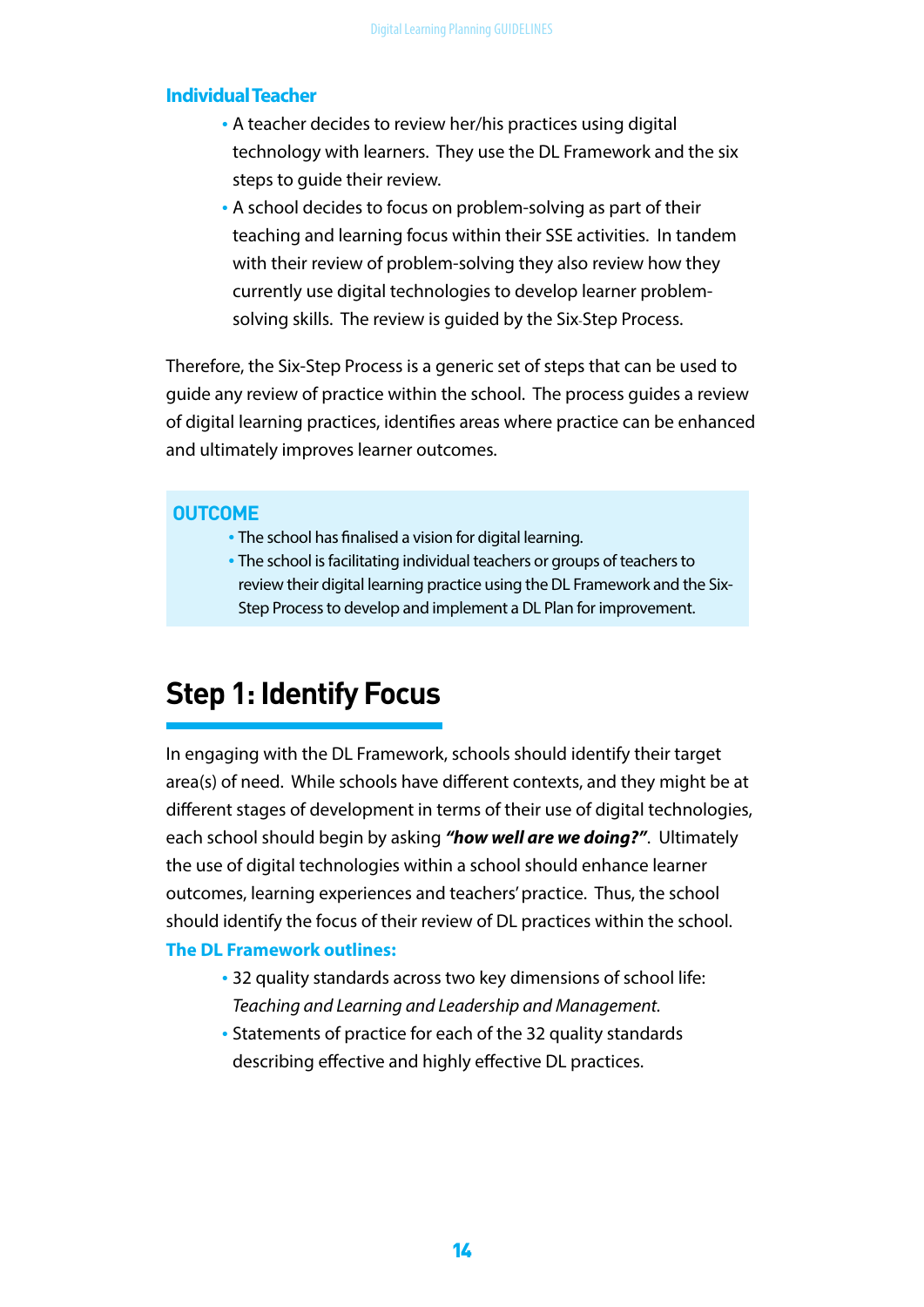### Individual Teacher

- A teacher decides to review her/his practices using digital technology with learners. They use the DL Framework and the six steps to guide their review.
- A school decides to focus on problem-solving as part of their teaching and learning focus within their SSE activities. In tandem with their review of problem-solving they also review how they currently use digital technologies to develop learner problem-solving skills. The review is guided by the Six-Step Process.

Therefore, the Six-Step Process is a generic set of steps that can be used to guide any review of practice within the school. The process guides a review of digital learning practices, identifies areas where practice can be enhanced and ultimately improves learner outcomes.

> **OUTCOME**
>
> - The school has finalised a vision for digital learning.
> - The school is facilitating individual teachers or groups of teachers to review their digital learning practice using the DL Framework and the Six-Step Process to develop and implement a DL Plan for improvement.

## Step 1: Identify Focus

In engaging with the DL Framework, schools should identify their target area(s) of need. While schools have different contexts, and they might be at different stages of development in terms of their use of digital technologies, each school should begin by asking ***"how well are we doing?"***. Ultimately the use of digital technologies within a school should enhance learner outcomes, learning experiences and teachers' practice. Thus, the school should identify the focus of their review of DL practices within the school.

**The DL Framework outlines:**

- 32 quality standards across two key dimensions of school life: *Teaching and Learning and Leadership and Management.*
- Statements of practice for each of the 32 quality standards describing effective and highly effective DL practices.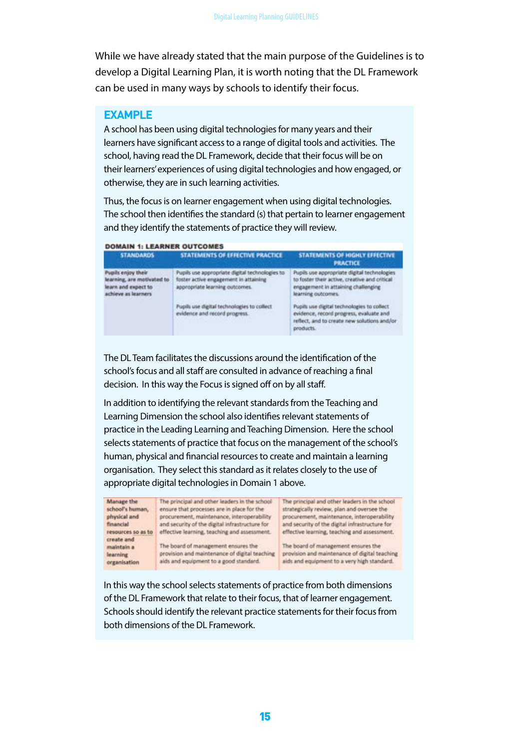While we have already stated that the main purpose of the Guidelines is to develop a Digital Learning Plan, it is worth noting that the DL Framework can be used in many ways by schools to identify their focus.

## EXAMPLE

A school has been using digital technologies for many years and their learners have significant access to a range of digital tools and activities. The school, having read the DL Framework, decide that their focus will be on their learners' experiences of using digital technologies and how engaged, or otherwise, they are in such learning activities.

Thus, the focus is on learner engagement when using digital technologies. The school then identifies the standard (s) that pertain to learner engagement and they identify the statements of practice they will review.

**DOMAIN 1: LEARNER OUTCOMES**

| STANDARDS | STATEMENTS OF EFFECTIVE PRACTICE | STATEMENTS OF HIGHLY EFFECTIVE PRACTICE |
|---|---|---|
| **Pupils enjoy their learning, are motivated to learn and expect to achieve as learners** | Pupils use appropriate digital technologies to foster active engagement in attaining appropriate learning outcomes. | Pupils use appropriate digital technologies to foster their active, creative and critical engagement in attaining challenging learning outcomes. |
| | Pupils use digital technologies to collect evidence and record progress. | Pupils use digital technologies to collect evidence, record progress, evaluate and reflect, and to create new solutions and/or products. |

The DL Team facilitates the discussions around the identification of the school's focus and all staff are consulted in advance of reaching a final decision. In this way the Focus is signed off on by all staff.

In addition to identifying the relevant standards from the Teaching and Learning Dimension the school also identifies relevant statements of practice in the Leading Learning and Teaching Dimension. Here the school selects statements of practice that focus on the management of the school's human, physical and financial resources to create and maintain a learning organisation. They select this standard as it relates closely to the use of appropriate digital technologies in Domain 1 above.

| | | |
|---|---|---|
| **Manage the school's human, physical and financial resources so as to create and maintain a learning organisation** | The principal and other leaders in the school ensure that processes are in place for the procurement, maintenance, interoperability and security of the digital infrastructure for effective learning, teaching and assessment. | The principal and other leaders in the school strategically review, plan and oversee the procurement, maintenance, interoperability and security of the digital infrastructure for effective learning, teaching and assessment. |
| | The board of management ensures the provision and maintenance of digital teaching aids and equipment to a good standard. | The board of management ensures the provision and maintenance of digital teaching aids and equipment to a very high standard. |

In this way the school selects statements of practice from both dimensions of the DL Framework that relate to their focus, that of learner engagement. Schools should identify the relevant practice statements for their focus from both dimensions of the DL Framework.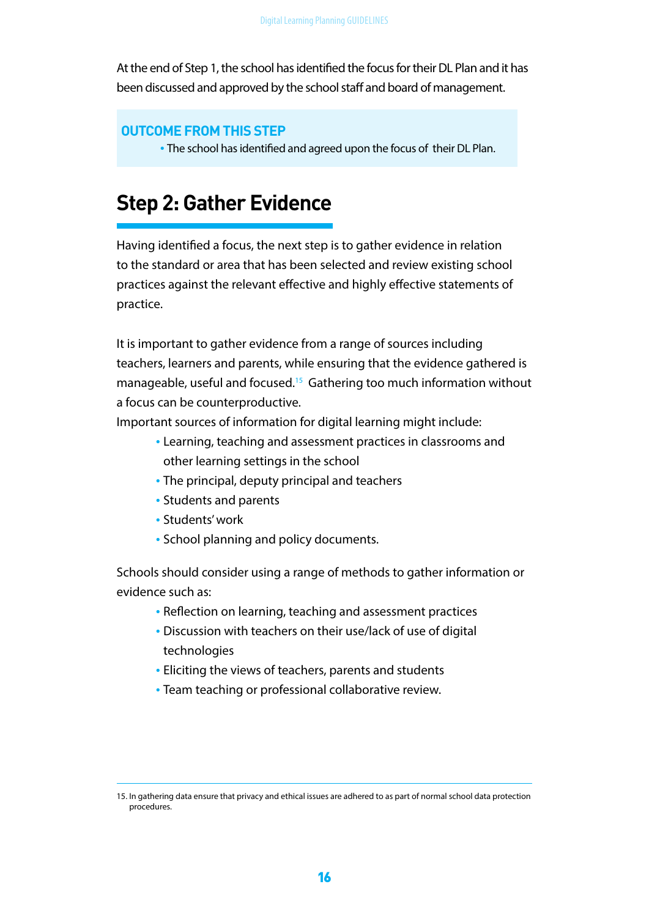At the end of Step 1, the school has identified the focus for their DL Plan and it has been discussed and approved by the school staff and board of management.

**OUTCOME FROM THIS STEP**

- The school has identified and agreed upon the focus of their DL Plan.

## Step 2: Gather Evidence

Having identified a focus, the next step is to gather evidence in relation to the standard or area that has been selected and review existing school practices against the relevant effective and highly effective statements of practice.

It is important to gather evidence from a range of sources including teachers, learners and parents, while ensuring that the evidence gathered is manageable, useful and focused.[15] Gathering too much information without a focus can be counterproductive.

Important sources of information for digital learning might include:

- Learning, teaching and assessment practices in classrooms and other learning settings in the school
- The principal, deputy principal and teachers
- Students and parents
- Students' work
- School planning and policy documents.

Schools should consider using a range of methods to gather information or evidence such as:

- Reflection on learning, teaching and assessment practices
- Discussion with teachers on their use/lack of use of digital technologies
- Eliciting the views of teachers, parents and students
- Team teaching or professional collaborative review.

15. In gathering data ensure that privacy and ethical issues are adhered to as part of normal school data protection procedures.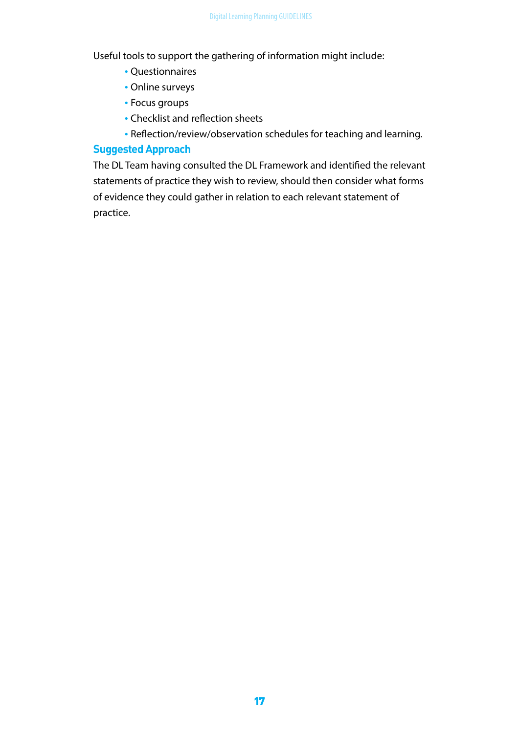Useful tools to support the gathering of information might include:

- Questionnaires
- Online surveys
- Focus groups
- Checklist and reflection sheets
- Reflection/review/observation schedules for teaching and learning.

## Suggested Approach

The DL Team having consulted the DL Framework and identified the relevant statements of practice they wish to review, should then consider what forms of evidence they could gather in relation to each relevant statement of practice.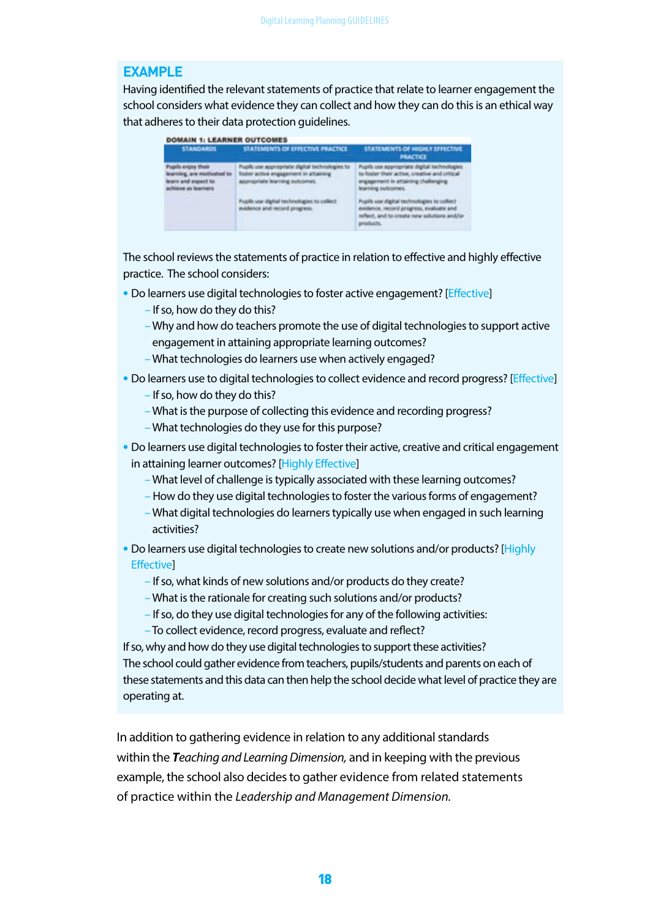## EXAMPLE

Having identified the relevant statements of practice that relate to learner engagement the school considers what evidence they can collect and how they can do this is an ethical way that adheres to their data protection guidelines.

**DOMAIN 1: LEARNER OUTCOMES**

| STANDARDS | STATEMENTS OF EFFECTIVE PRACTICE | STATEMENTS OF HIGHLY EFFECTIVE PRACTICE |
|---|---|---|
| Pupils enjoy their learning, are motivated to learn and expect to achieve as learners | Pupils use appropriate digital technologies to foster active engagement in attaining appropriate learning outcomes. | Pupils use appropriate digital technologies to foster their active, creative and critical engagement in attaining challenging learning outcomes. |
| | Pupils use digital technologies to collect evidence and record progress. | Pupils use digital technologies to collect evidence, record progress, evaluate and reflect, and to create new solutions and/or products. |

The school reviews the statements of practice in relation to effective and highly effective practice. The school considers:

- Do learners use digital technologies to foster active engagement? [Effective]
  - If so, how do they do this?
  - Why and how do teachers promote the use of digital technologies to support active engagement in attaining appropriate learning outcomes?
  - What technologies do learners use when actively engaged?
- Do learners use to digital technologies to collect evidence and record progress? [Effective]
  - If so, how do they do this?
  - What is the purpose of collecting this evidence and recording progress?
  - What technologies do they use for this purpose?
- Do learners use digital technologies to foster their active, creative and critical engagement in attaining learner outcomes? [Highly Effective]
  - What level of challenge is typically associated with these learning outcomes?
  - How do they use digital technologies to foster the various forms of engagement?
  - What digital technologies do learners typically use when engaged in such learning activities?
- Do learners use digital technologies to create new solutions and/or products? [Highly Effective]
  - If so, what kinds of new solutions and/or products do they create?
  - What is the rationale for creating such solutions and/or products?
  - If so, do they use digital technologies for any of the following activities:
  - To collect evidence, record progress, evaluate and reflect?

If so, why and how do they use digital technologies to support these activities?
The school could gather evidence from teachers, pupils/students and parents on each of these statements and this data can then help the school decide what level of practice they are operating at.

In addition to gathering evidence in relation to any additional standards within the *Teaching and Learning Dimension,* and in keeping with the previous example, the school also decides to gather evidence from related statements of practice within the *Leadership and Management Dimension.*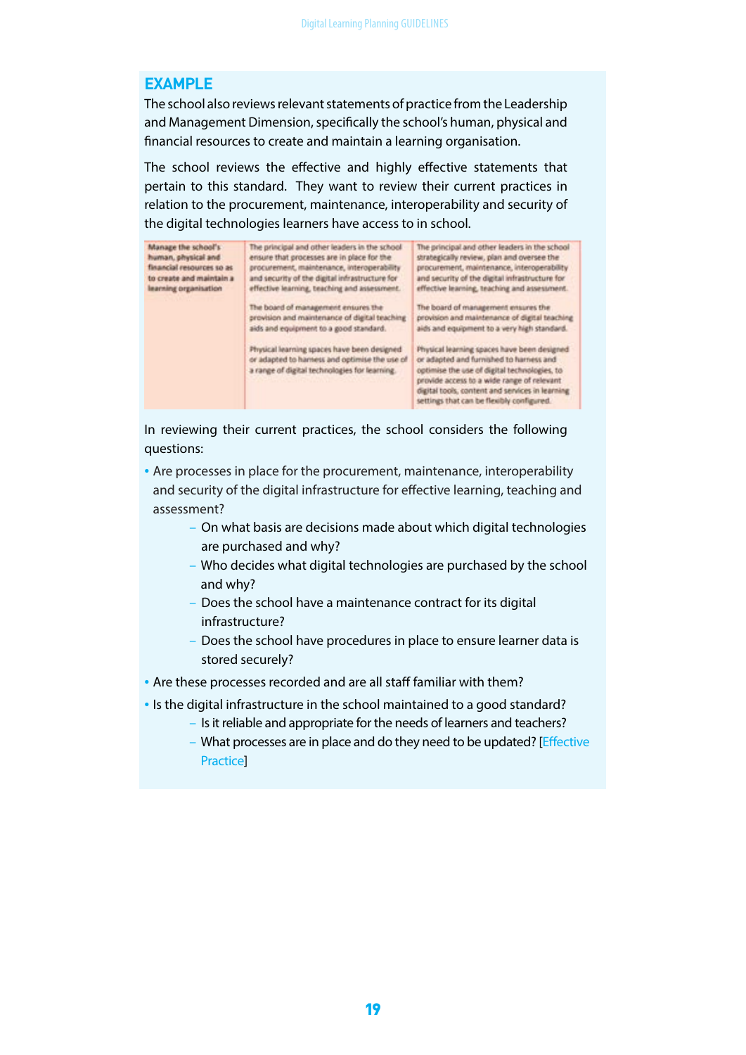## EXAMPLE

The school also reviews relevant statements of practice from the Leadership and Management Dimension, specifically the school's human, physical and financial resources to create and maintain a learning organisation.

The school reviews the effective and highly effective statements that pertain to this standard. They want to review their current practices in relation to the procurement, maintenance, interoperability and security of the digital technologies learners have access to in school.

| | | |
|---|---|---|
| **Manage the school's human, physical and financial resources so as to create and maintain a learning organisation** | The principal and other leaders in the school ensure that processes are in place for the procurement, maintenance, interoperability and security of the digital infrastructure for effective learning, teaching and assessment.<br><br>The board of management ensures the provision and maintenance of digital teaching aids and equipment to a good standard.<br><br>Physical learning spaces have been designed or adapted to harness and optimise the use of a range of digital technologies for learning. | The principal and other leaders in the school strategically review, plan and oversee the procurement, maintenance, interoperability and security of the digital infrastructure for effective learning, teaching and assessment.<br><br>The board of management ensures the provision and maintenance of digital teaching aids and equipment to a very high standard.<br><br>Physical learning spaces have been designed or adapted and furnished to harness and optimise the use of digital technologies, to provide access to a wide range of relevant digital tools, content and services in learning settings that can be flexibly configured. |

In reviewing their current practices, the school considers the following questions:

- Are processes in place for the procurement, maintenance, interoperability and security of the digital infrastructure for effective learning, teaching and assessment?
  - On what basis are decisions made about which digital technologies are purchased and why?
  - Who decides what digital technologies are purchased by the school and why?
  - Does the school have a maintenance contract for its digital infrastructure?
  - Does the school have procedures in place to ensure learner data is stored securely?
- Are these processes recorded and are all staff familiar with them?
- Is the digital infrastructure in the school maintained to a good standard?
  - Is it reliable and appropriate for the needs of learners and teachers?
  - What processes are in place and do they need to be updated? [Effective Practice]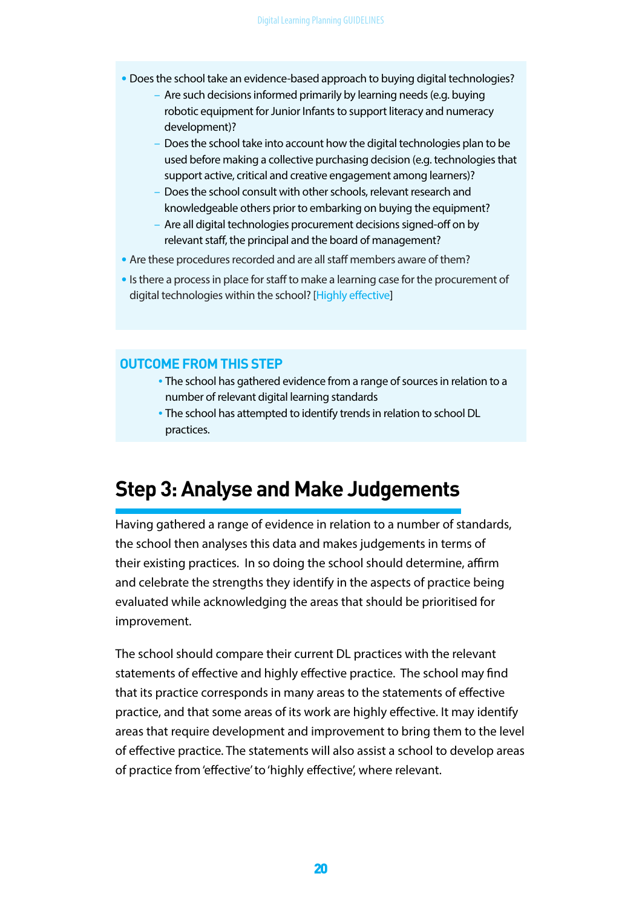- Does the school take an evidence-based approach to buying digital technologies?
  - Are such decisions informed primarily by learning needs (e.g. buying robotic equipment for Junior Infants to support literacy and numeracy development)?
  - Does the school take into account how the digital technologies plan to be used before making a collective purchasing decision (e.g. technologies that support active, critical and creative engagement among learners)?
  - Does the school consult with other schools, relevant research and knowledgeable others prior to embarking on buying the equipment?
  - Are all digital technologies procurement decisions signed-off on by relevant staff, the principal and the board of management?
- Are these procedures recorded and are all staff members aware of them?
- Is there a process in place for staff to make a learning case for the procurement of digital technologies within the school? [Highly effective]

### OUTCOME FROM THIS STEP

- The school has gathered evidence from a range of sources in relation to a number of relevant digital learning standards
- The school has attempted to identify trends in relation to school DL practices.

## Step 3: Analyse and Make Judgements

Having gathered a range of evidence in relation to a number of standards, the school then analyses this data and makes judgements in terms of their existing practices. In so doing the school should determine, affirm and celebrate the strengths they identify in the aspects of practice being evaluated while acknowledging the areas that should be prioritised for improvement.

The school should compare their current DL practices with the relevant statements of effective and highly effective practice. The school may find that its practice corresponds in many areas to the statements of effective practice, and that some areas of its work are highly effective. It may identify areas that require development and improvement to bring them to the level of effective practice. The statements will also assist a school to develop areas of practice from 'effective' to 'highly effective', where relevant.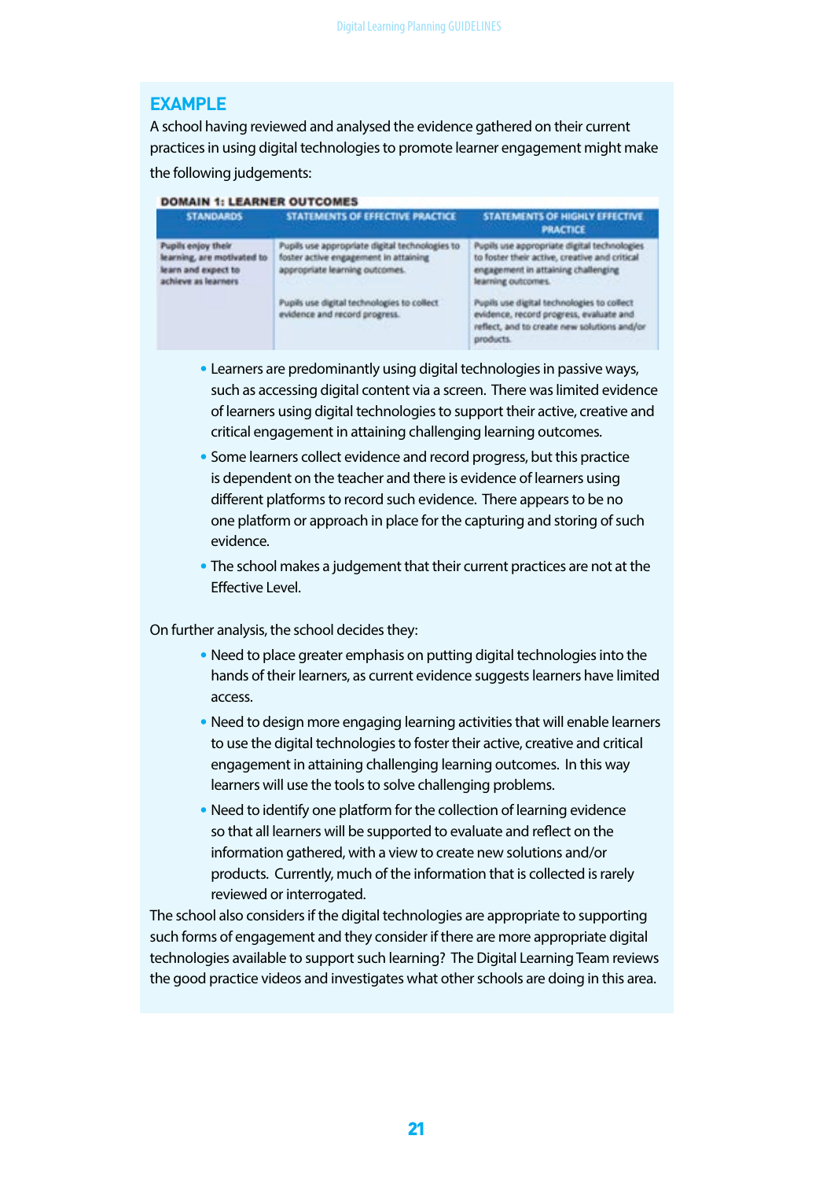## EXAMPLE

A school having reviewed and analysed the evidence gathered on their current practices in using digital technologies to promote learner engagement might make the following judgements:

**DOMAIN 1: LEARNER OUTCOMES**

| STANDARDS | STATEMENTS OF EFFECTIVE PRACTICE | STATEMENTS OF HIGHLY EFFECTIVE PRACTICE |
|---|---|---|
| Pupils enjoy their learning, are motivated to learn and expect to achieve as learners | Pupils use appropriate digital technologies to foster active engagement in attaining appropriate learning outcomes. | Pupils use appropriate digital technologies to foster their active, creative and critical engagement in attaining challenging learning outcomes. |
| | Pupils use digital technologies to collect evidence and record progress. | Pupils use digital technologies to collect evidence, record progress, evaluate and reflect, and to create new solutions and/or products. |

- Learners are predominantly using digital technologies in passive ways, such as accessing digital content via a screen. There was limited evidence of learners using digital technologies to support their active, creative and critical engagement in attaining challenging learning outcomes.
- Some learners collect evidence and record progress, but this practice is dependent on the teacher and there is evidence of learners using different platforms to record such evidence. There appears to be no one platform or approach in place for the capturing and storing of such evidence.
- The school makes a judgement that their current practices are not at the Effective Level.

On further analysis, the school decides they:

- Need to place greater emphasis on putting digital technologies into the hands of their learners, as current evidence suggests learners have limited access.
- Need to design more engaging learning activities that will enable learners to use the digital technologies to foster their active, creative and critical engagement in attaining challenging learning outcomes. In this way learners will use the tools to solve challenging problems.
- Need to identify one platform for the collection of learning evidence so that all learners will be supported to evaluate and reflect on the information gathered, with a view to create new solutions and/or products. Currently, much of the information that is collected is rarely reviewed or interrogated.

The school also considers if the digital technologies are appropriate to supporting such forms of engagement and they consider if there are more appropriate digital technologies available to support such learning? The Digital Learning Team reviews the good practice videos and investigates what other schools are doing in this area.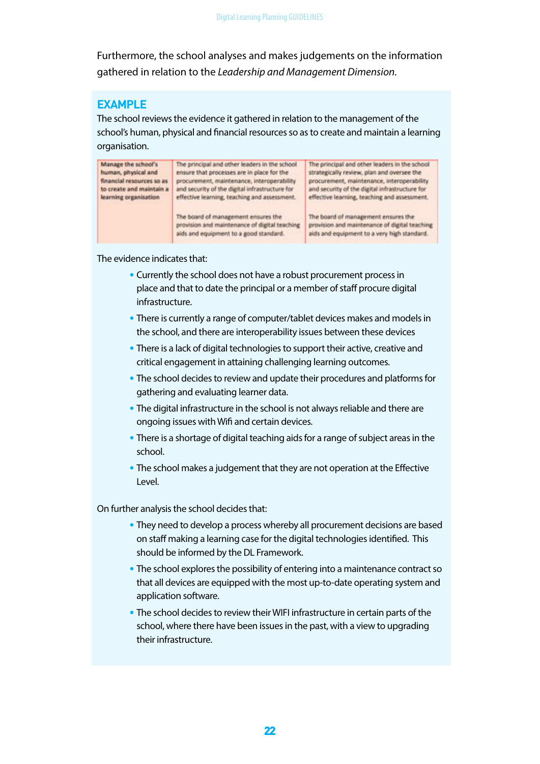Furthermore, the school analyses and makes judgements on the information gathered in relation to the *Leadership and Management Dimension.*

## EXAMPLE

The school reviews the evidence it gathered in relation to the management of the school's human, physical and financial resources so as to create and maintain a learning organisation.

| Manage the school's human, physical and financial resources so as to create and maintain a learning organisation | The principal and other leaders in the school ensure that processes are in place for the procurement, maintenance, interoperability and security of the digital infrastructure for effective learning, teaching and assessment.<br><br>The board of management ensures the provision and maintenance of digital teaching aids and equipment to a good standard. | The principal and other leaders in the school strategically review, plan and oversee the procurement, maintenance, interoperability and security of the digital infrastructure for effective learning, teaching and assessment.<br><br>The board of management ensures the provision and maintenance of digital teaching aids and equipment to a very high standard. |
|---|---|---|

The evidence indicates that:

- Currently the school does not have a robust procurement process in place and that to date the principal or a member of staff procure digital infrastructure.
- There is currently a range of computer/tablet devices makes and models in the school, and there are interoperability issues between these devices
- There is a lack of digital technologies to support their active, creative and critical engagement in attaining challenging learning outcomes.
- The school decides to review and update their procedures and platforms for gathering and evaluating learner data.
- The digital infrastructure in the school is not always reliable and there are ongoing issues with Wifi and certain devices.
- There is a shortage of digital teaching aids for a range of subject areas in the school.
- The school makes a judgement that they are not operation at the Effective Level.

On further analysis the school decides that:

- They need to develop a process whereby all procurement decisions are based on staff making a learning case for the digital technologies identified. This should be informed by the DL Framework.
- The school explores the possibility of entering into a maintenance contract so that all devices are equipped with the most up-to-date operating system and application software.
- The school decides to review their WIFI infrastructure in certain parts of the school, where there have been issues in the past, with a view to upgrading their infrastructure.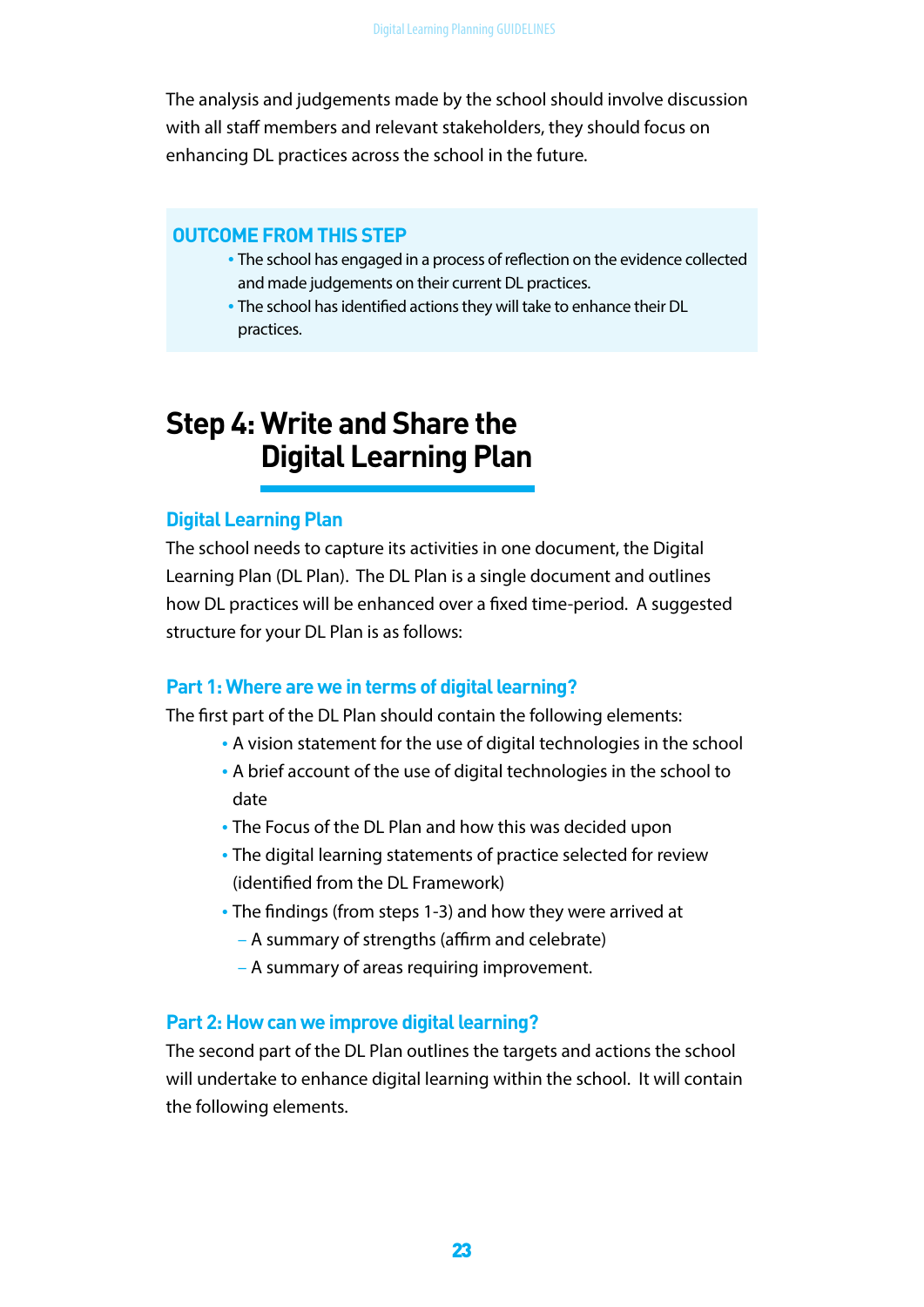The analysis and judgements made by the school should involve discussion with all staff members and relevant stakeholders, they should focus on enhancing DL practices across the school in the future.

### OUTCOME FROM THIS STEP

- The school has engaged in a process of reflection on the evidence collected and made judgements on their current DL practices.
- The school has identified actions they will take to enhance their DL practices.

## Step 4: Write and Share the Digital Learning Plan

### Digital Learning Plan

The school needs to capture its activities in one document, the Digital Learning Plan (DL Plan). The DL Plan is a single document and outlines how DL practices will be enhanced over a fixed time-period. A suggested structure for your DL Plan is as follows:

### Part 1: Where are we in terms of digital learning?

The first part of the DL Plan should contain the following elements:

- A vision statement for the use of digital technologies in the school
- A brief account of the use of digital technologies in the school to date
- The Focus of the DL Plan and how this was decided upon
- The digital learning statements of practice selected for review (identified from the DL Framework)
- The findings (from steps 1-3) and how they were arrived at
  - A summary of strengths (affirm and celebrate)
  - A summary of areas requiring improvement.

### Part 2: How can we improve digital learning?

The second part of the DL Plan outlines the targets and actions the school will undertake to enhance digital learning within the school. It will contain the following elements.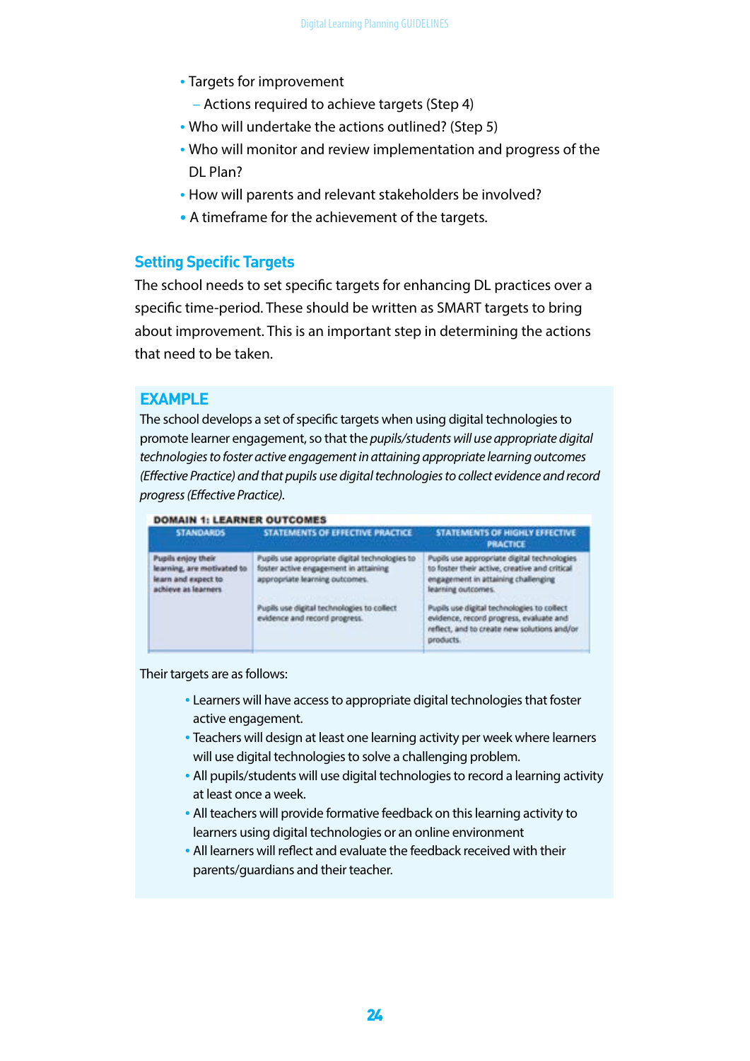- Targets for improvement
  - Actions required to achieve targets (Step 4)
- Who will undertake the actions outlined? (Step 5)
- Who will monitor and review implementation and progress of the DL Plan?
- How will parents and relevant stakeholders be involved?
- A timeframe for the achievement of the targets.

## Setting Specific Targets

The school needs to set specific targets for enhancing DL practices over a specific time-period. These should be written as SMART targets to bring about improvement. This is an important step in determining the actions that need to be taken.

## EXAMPLE

The school develops a set of specific targets when using digital technologies to promote learner engagement, so that the *pupils/students will use appropriate digital technologies to foster active engagement in attaining appropriate learning outcomes (Effective Practice) and that pupils use digital technologies to collect evidence and record progress (Effective Practice).*

**DOMAIN 1: LEARNER OUTCOMES**

| STANDARDS | STATEMENTS OF EFFECTIVE PRACTICE | STATEMENTS OF HIGHLY EFFECTIVE PRACTICE |
|---|---|---|
| Pupils enjoy their learning, are motivated to learn and expect to achieve as learners | Pupils use appropriate digital technologies to foster active engagement in attaining appropriate learning outcomes.<br><br>Pupils use digital technologies to collect evidence and record progress. | Pupils use appropriate digital technologies to foster their active, creative and critical engagement in attaining challenging learning outcomes.<br><br>Pupils use digital technologies to collect evidence, record progress, evaluate and reflect, and to create new solutions and/or products. |

Their targets are as follows:

- Learners will have access to appropriate digital technologies that foster active engagement.
- Teachers will design at least one learning activity per week where learners will use digital technologies to solve a challenging problem.
- All pupils/students will use digital technologies to record a learning activity at least once a week.
- All teachers will provide formative feedback on this learning activity to learners using digital technologies or an online environment
- All learners will reflect and evaluate the feedback received with their parents/guardians and their teacher.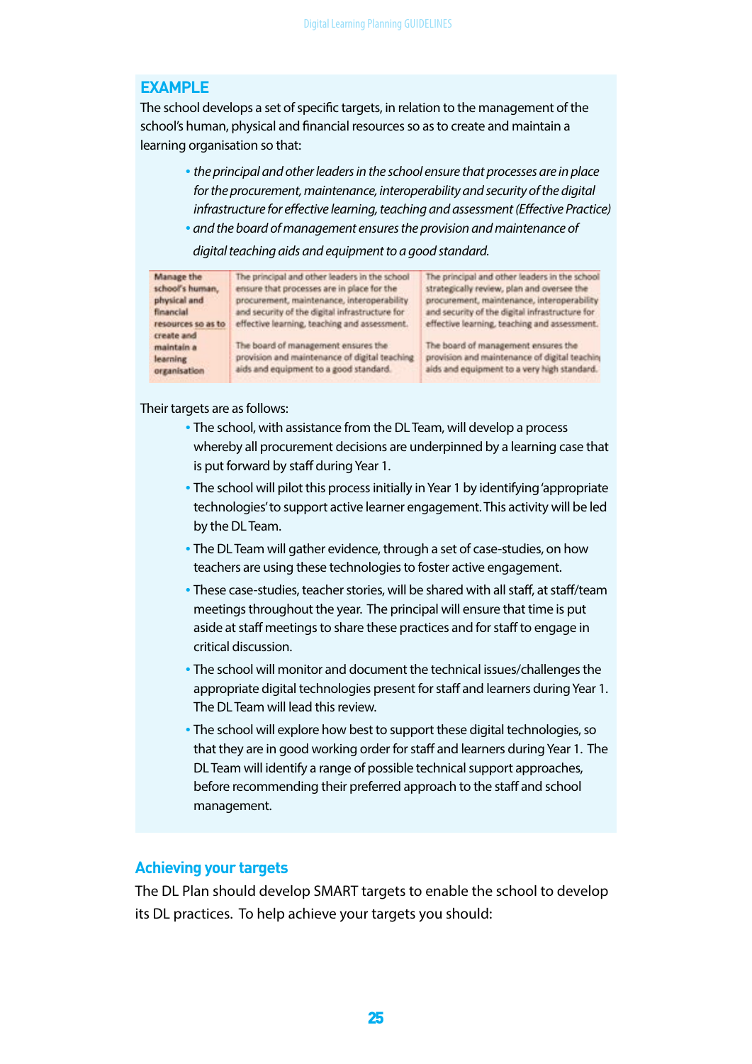## EXAMPLE

The school develops a set of specific targets, in relation to the management of the school's human, physical and financial resources so as to create and maintain a learning organisation so that:

- *the principal and other leaders in the school ensure that processes are in place for the procurement, maintenance, interoperability and security of the digital infrastructure for effective learning, teaching and assessment (Effective Practice)*
- *and the board of management ensures the provision and maintenance of digital teaching aids and equipment to a good standard.*

| | | |
|---|---|---|
| **Manage the school's human, physical and financial resources so as to create and maintain a learning organisation** | The principal and other leaders in the school ensure that processes are in place for the procurement, maintenance, interoperability and security of the digital infrastructure for effective learning, teaching and assessment.<br><br>The board of management ensures the provision and maintenance of digital teaching aids and equipment to a good standard. | The principal and other leaders in the school strategically review, plan and oversee the procurement, maintenance, interoperability and security of the digital infrastructure for effective learning, teaching and assessment.<br><br>The board of management ensures the provision and maintenance of digital teaching aids and equipment to a very high standard. |

Their targets are as follows:

- The school, with assistance from the DL Team, will develop a process whereby all procurement decisions are underpinned by a learning case that is put forward by staff during Year 1.
- The school will pilot this process initially in Year 1 by identifying 'appropriate technologies' to support active learner engagement. This activity will be led by the DL Team.
- The DL Team will gather evidence, through a set of case-studies, on how teachers are using these technologies to foster active engagement.
- These case-studies, teacher stories, will be shared with all staff, at staff/team meetings throughout the year. The principal will ensure that time is put aside at staff meetings to share these practices and for staff to engage in critical discussion.
- The school will monitor and document the technical issues/challenges the appropriate digital technologies present for staff and learners during Year 1. The DL Team will lead this review.
- The school will explore how best to support these digital technologies, so that they are in good working order for staff and learners during Year 1. The DL Team will identify a range of possible technical support approaches, before recommending their preferred approach to the staff and school management.

## Achieving your targets

The DL Plan should develop SMART targets to enable the school to develop its DL practices. To help achieve your targets you should: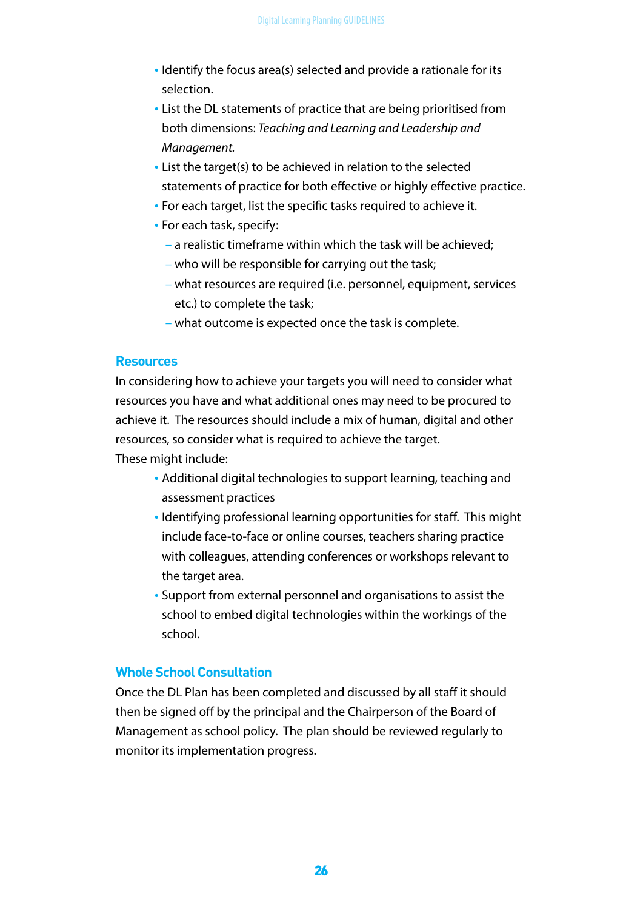- Identify the focus area(s) selected and provide a rationale for its selection.
- List the DL statements of practice that are being prioritised from both dimensions: *Teaching and Learning and Leadership and Management*.
- List the target(s) to be achieved in relation to the selected statements of practice for both effective or highly effective practice.
- For each target, list the specific tasks required to achieve it.
- For each task, specify:
  - a realistic timeframe within which the task will be achieved;
  - who will be responsible for carrying out the task;
  - what resources are required (i.e. personnel, equipment, services etc.) to complete the task;
  - what outcome is expected once the task is complete.

## Resources

In considering how to achieve your targets you will need to consider what resources you have and what additional ones may need to be procured to achieve it. The resources should include a mix of human, digital and other resources, so consider what is required to achieve the target.
These might include:

- Additional digital technologies to support learning, teaching and assessment practices
- Identifying professional learning opportunities for staff. This might include face-to-face or online courses, teachers sharing practice with colleagues, attending conferences or workshops relevant to the target area.
- Support from external personnel and organisations to assist the school to embed digital technologies within the workings of the school.

## Whole School Consultation

Once the DL Plan has been completed and discussed by all staff it should then be signed off by the principal and the Chairperson of the Board of Management as school policy. The plan should be reviewed regularly to monitor its implementation progress.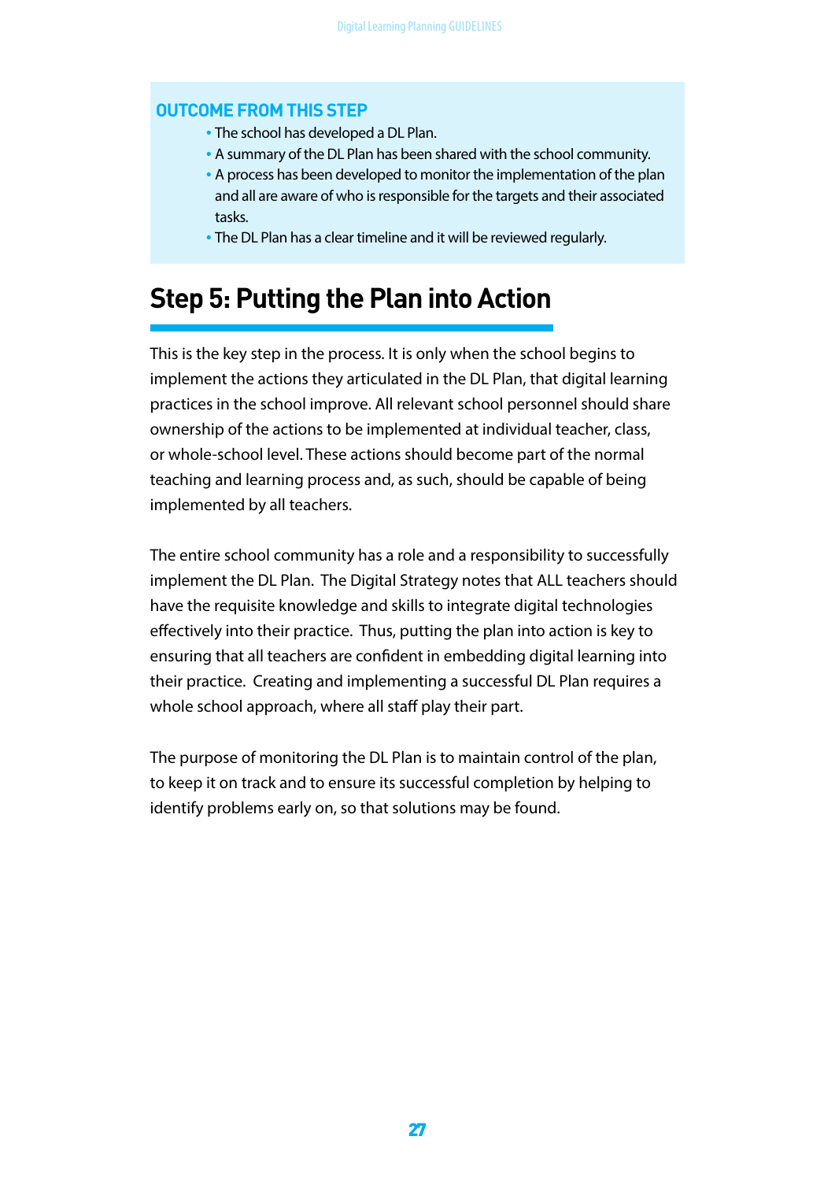**OUTCOME FROM THIS STEP**

- The school has developed a DL Plan.
- A summary of the DL Plan has been shared with the school community.
- A process has been developed to monitor the implementation of the plan and all are aware of who is responsible for the targets and their associated tasks.
- The DL Plan has a clear timeline and it will be reviewed regularly.

## Step 5: Putting the Plan into Action

This is the key step in the process. It is only when the school begins to implement the actions they articulated in the DL Plan, that digital learning practices in the school improve. All relevant school personnel should share ownership of the actions to be implemented at individual teacher, class, or whole-school level. These actions should become part of the normal teaching and learning process and, as such, should be capable of being implemented by all teachers.

The entire school community has a role and a responsibility to successfully implement the DL Plan. The Digital Strategy notes that ALL teachers should have the requisite knowledge and skills to integrate digital technologies effectively into their practice. Thus, putting the plan into action is key to ensuring that all teachers are confident in embedding digital learning into their practice. Creating and implementing a successful DL Plan requires a whole school approach, where all staff play their part.

The purpose of monitoring the DL Plan is to maintain control of the plan, to keep it on track and to ensure its successful completion by helping to identify problems early on, so that solutions may be found.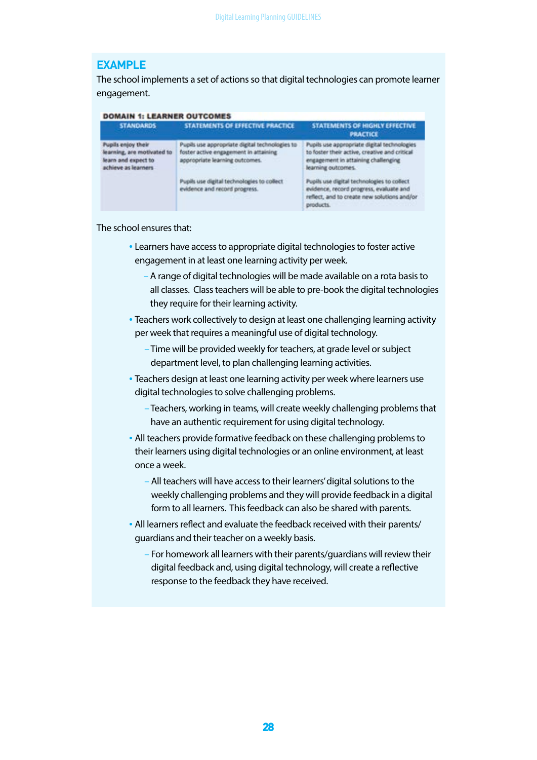## EXAMPLE

The school implements a set of actions so that digital technologies can promote learner engagement.

**DOMAIN 1: LEARNER OUTCOMES**

| STANDARDS | STATEMENTS OF EFFECTIVE PRACTICE | STATEMENTS OF HIGHLY EFFECTIVE PRACTICE |
|---|---|---|
| Pupils enjoy their learning, are motivated to learn and expect to achieve as learners | Pupils use appropriate digital technologies to foster active engagement in attaining appropriate learning outcomes. | Pupils use appropriate digital technologies to foster their active, creative and critical engagement in attaining challenging learning outcomes. |
| | Pupils use digital technologies to collect evidence and record progress. | Pupils use digital technologies to collect evidence, record progress, evaluate and reflect, and to create new solutions and/or products. |

The school ensures that:

- Learners have access to appropriate digital technologies to foster active engagement in at least one learning activity per week.
  - A range of digital technologies will be made available on a rota basis to all classes. Class teachers will be able to pre-book the digital technologies they require for their learning activity.
- Teachers work collectively to design at least one challenging learning activity per week that requires a meaningful use of digital technology.
  - Time will be provided weekly for teachers, at grade level or subject department level, to plan challenging learning activities.
- Teachers design at least one learning activity per week where learners use digital technologies to solve challenging problems.
  - Teachers, working in teams, will create weekly challenging problems that have an authentic requirement for using digital technology.
- All teachers provide formative feedback on these challenging problems to their learners using digital technologies or an online environment, at least once a week.
  - All teachers will have access to their learners' digital solutions to the weekly challenging problems and they will provide feedback in a digital form to all learners. This feedback can also be shared with parents.
- All learners reflect and evaluate the feedback received with their parents/guardians and their teacher on a weekly basis.
  - For homework all learners with their parents/guardians will review their digital feedback and, using digital technology, will create a reflective response to the feedback they have received.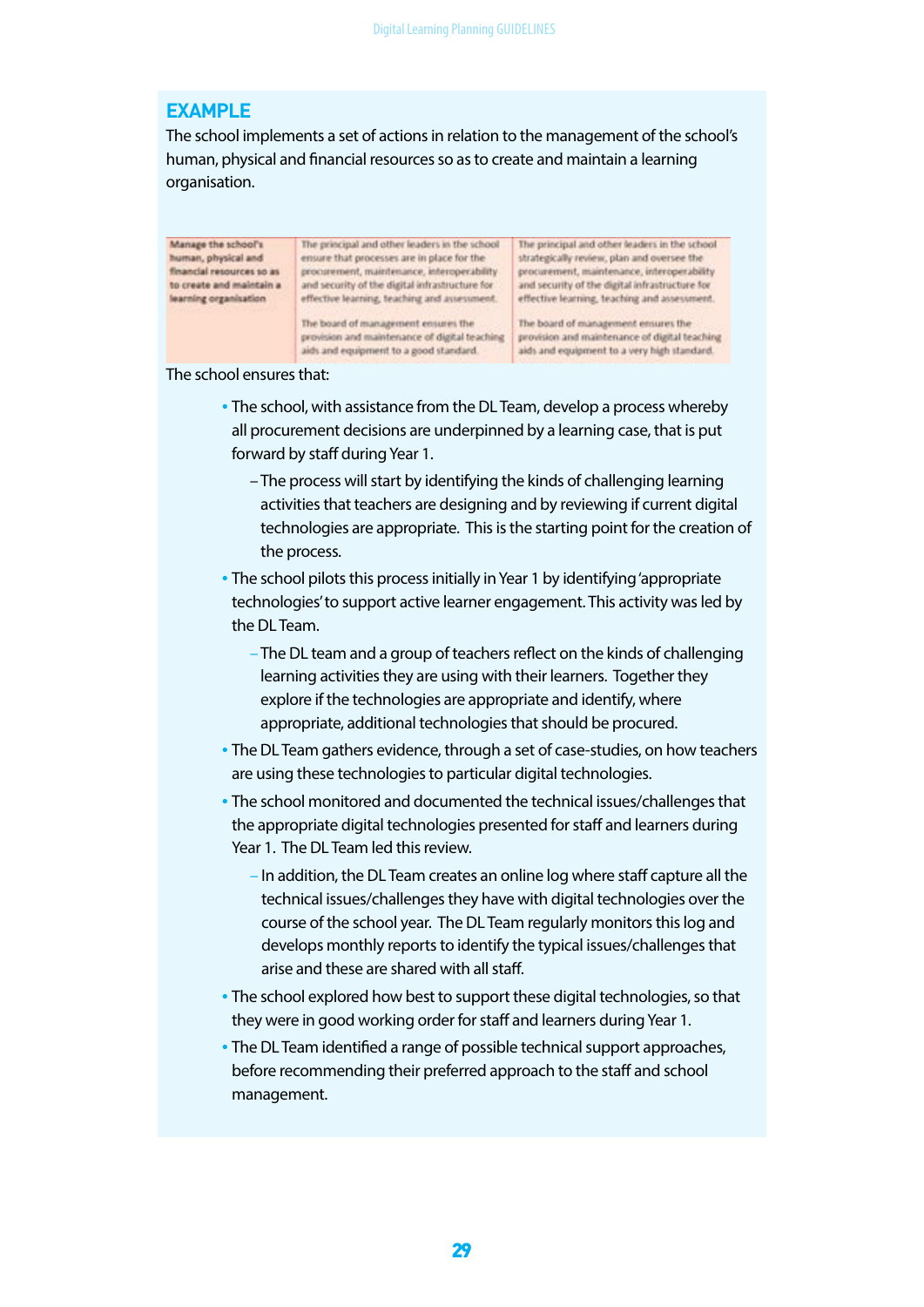## EXAMPLE

The school implements a set of actions in relation to the management of the school's human, physical and financial resources so as to create and maintain a learning organisation.

| Manage the school's human, physical and financial resources so as to create and maintain a learning organisation | The principal and other leaders in the school ensure that processes are in place for the procurement, maintenance, interoperability and security of the digital infrastructure for effective learning, teaching and assessment.<br><br>The board of management ensures the provision and maintenance of digital teaching aids and equipment to a good standard. | The principal and other leaders in the school strategically review, plan and oversee the procurement, maintenance, interoperability and security of the digital infrastructure for effective learning, teaching and assessment.<br><br>The board of management ensures the provision and maintenance of digital teaching aids and equipment to a very high standard. |
|---|---|---|

The school ensures that:

- The school, with assistance from the DL Team, develop a process whereby all procurement decisions are underpinned by a learning case, that is put forward by staff during Year 1.
  - The process will start by identifying the kinds of challenging learning activities that teachers are designing and by reviewing if current digital technologies are appropriate. This is the starting point for the creation of the process.
- The school pilots this process initially in Year 1 by identifying 'appropriate technologies' to support active learner engagement. This activity was led by the DL Team.
  - The DL team and a group of teachers reflect on the kinds of challenging learning activities they are using with their learners. Together they explore if the technologies are appropriate and identify, where appropriate, additional technologies that should be procured.
- The DL Team gathers evidence, through a set of case-studies, on how teachers are using these technologies to particular digital technologies.
- The school monitored and documented the technical issues/challenges that the appropriate digital technologies presented for staff and learners during Year 1. The DL Team led this review.
  - In addition, the DL Team creates an online log where staff capture all the technical issues/challenges they have with digital technologies over the course of the school year. The DL Team regularly monitors this log and develops monthly reports to identify the typical issues/challenges that arise and these are shared with all staff.
- The school explored how best to support these digital technologies, so that they were in good working order for staff and learners during Year 1.
- The DL Team identified a range of possible technical support approaches, before recommending their preferred approach to the staff and school management.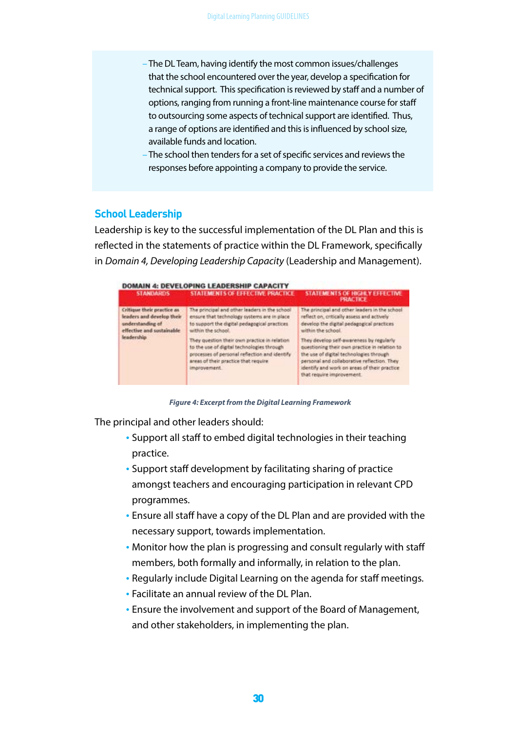– The DL Team, having identify the most common issues/challenges that the school encountered over the year, develop a specification for technical support. This specification is reviewed by staff and a number of options, ranging from running a front-line maintenance course for staff to outsourcing some aspects of technical support are identified. Thus, a range of options are identified and this is influenced by school size, available funds and location.

– The school then tenders for a set of specific services and reviews the responses before appointing a company to provide the service.

## School Leadership

Leadership is key to the successful implementation of the DL Plan and this is reflected in the statements of practice within the DL Framework, specifically in *Domain 4, Developing Leadership Capacity* (Leadership and Management).

**DOMAIN 4: DEVELOPING LEADERSHIP CAPACITY**

| STANDARDS | STATEMENTS OF EFFECTIVE PRACTICE | STATEMENTS OF HIGHLY EFFECTIVE PRACTICE |
|---|---|---|
| **Critique their practice as leaders and develop their understanding of effective and sustainable leadership** | The principal and other leaders in the school ensure that technology systems are in place to support the digital pedagogical practices within the school.<br><br>They question their own practice in relation to the use of digital technologies through processes of personal reflection and identify areas of their practice that require improvement. | The principal and other leaders in the school reflect on, critically assess and actively develop the digital pedagogical practices within the school.<br><br>They develop self-awareness by regularly questioning their own practice in relation to the use of digital technologies through personal and collaborative reflection. They identify and work on areas of their practice that require improvement. |

*Figure 4: Excerpt from the Digital Learning Framework*

The principal and other leaders should:

- Support all staff to embed digital technologies in their teaching practice.
- Support staff development by facilitating sharing of practice amongst teachers and encouraging participation in relevant CPD programmes.
- Ensure all staff have a copy of the DL Plan and are provided with the necessary support, towards implementation.
- Monitor how the plan is progressing and consult regularly with staff members, both formally and informally, in relation to the plan.
- Regularly include Digital Learning on the agenda for staff meetings.
- Facilitate an annual review of the DL Plan.
- Ensure the involvement and support of the Board of Management, and other stakeholders, in implementing the plan.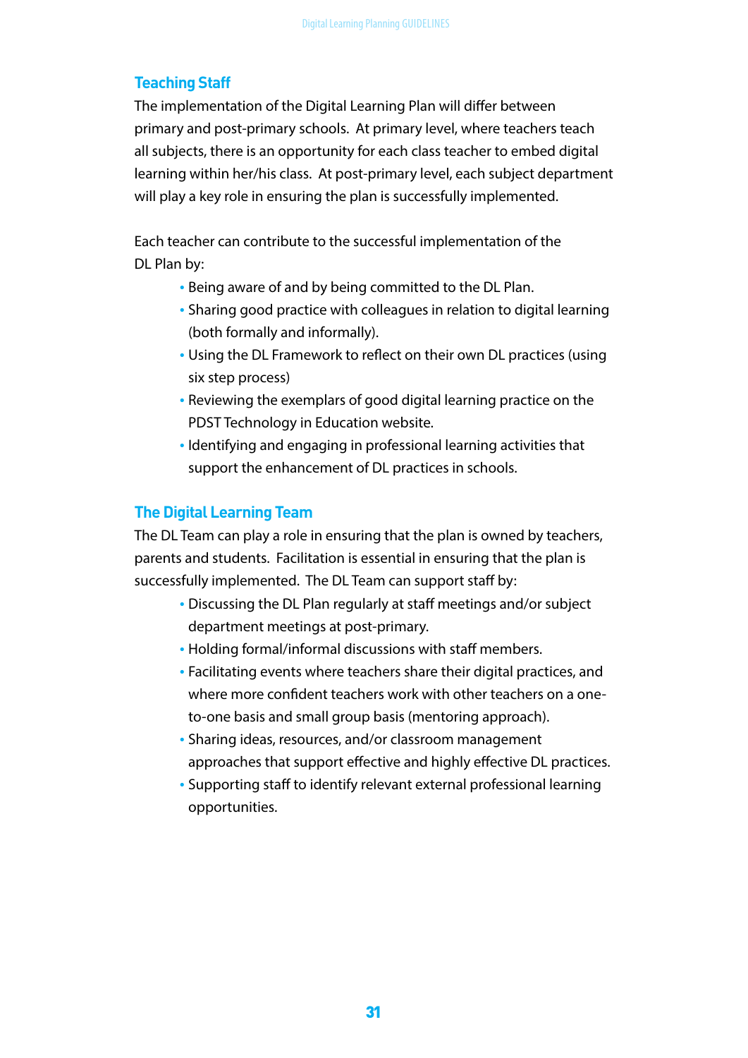## Teaching Staff

The implementation of the Digital Learning Plan will differ between primary and post-primary schools. At primary level, where teachers teach all subjects, there is an opportunity for each class teacher to embed digital learning within her/his class. At post-primary level, each subject department will play a key role in ensuring the plan is successfully implemented.

Each teacher can contribute to the successful implementation of the DL Plan by:

- Being aware of and by being committed to the DL Plan.
- Sharing good practice with colleagues in relation to digital learning (both formally and informally).
- Using the DL Framework to reflect on their own DL practices (using six step process)
- Reviewing the exemplars of good digital learning practice on the PDST Technology in Education website.
- Identifying and engaging in professional learning activities that support the enhancement of DL practices in schools.

## The Digital Learning Team

The DL Team can play a role in ensuring that the plan is owned by teachers, parents and students. Facilitation is essential in ensuring that the plan is successfully implemented. The DL Team can support staff by:

- Discussing the DL Plan regularly at staff meetings and/or subject department meetings at post-primary.
- Holding formal/informal discussions with staff members.
- Facilitating events where teachers share their digital practices, and where more confident teachers work with other teachers on a one-to-one basis and small group basis (mentoring approach).
- Sharing ideas, resources, and/or classroom management approaches that support effective and highly effective DL practices.
- Supporting staff to identify relevant external professional learning opportunities.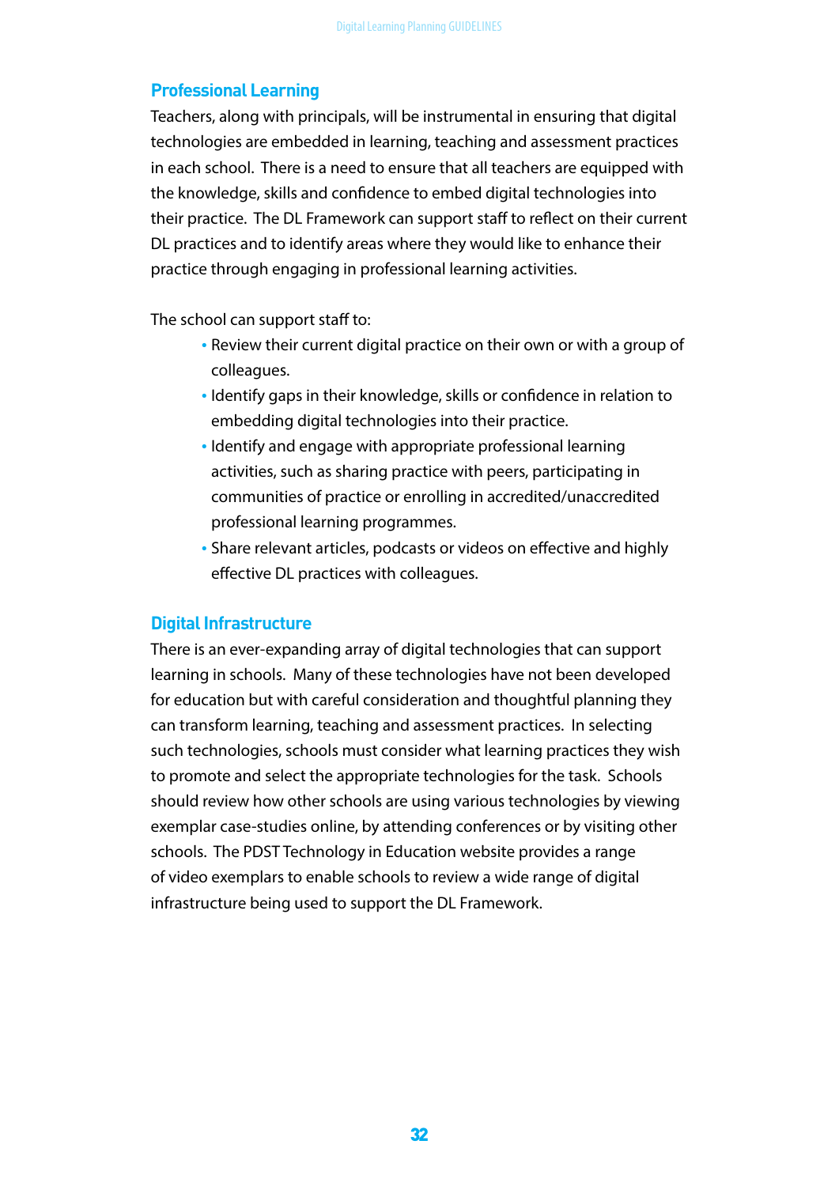## Professional Learning

Teachers, along with principals, will be instrumental in ensuring that digital technologies are embedded in learning, teaching and assessment practices in each school. There is a need to ensure that all teachers are equipped with the knowledge, skills and confidence to embed digital technologies into their practice. The DL Framework can support staff to reflect on their current DL practices and to identify areas where they would like to enhance their practice through engaging in professional learning activities.

The school can support staff to:

- Review their current digital practice on their own or with a group of colleagues.
- Identify gaps in their knowledge, skills or confidence in relation to embedding digital technologies into their practice.
- Identify and engage with appropriate professional learning activities, such as sharing practice with peers, participating in communities of practice or enrolling in accredited/unaccredited professional learning programmes.
- Share relevant articles, podcasts or videos on effective and highly effective DL practices with colleagues.

## Digital Infrastructure

There is an ever-expanding array of digital technologies that can support learning in schools. Many of these technologies have not been developed for education but with careful consideration and thoughtful planning they can transform learning, teaching and assessment practices. In selecting such technologies, schools must consider what learning practices they wish to promote and select the appropriate technologies for the task. Schools should review how other schools are using various technologies by viewing exemplar case-studies online, by attending conferences or by visiting other schools. The PDST Technology in Education website provides a range of video exemplars to enable schools to review a wide range of digital infrastructure being used to support the DL Framework.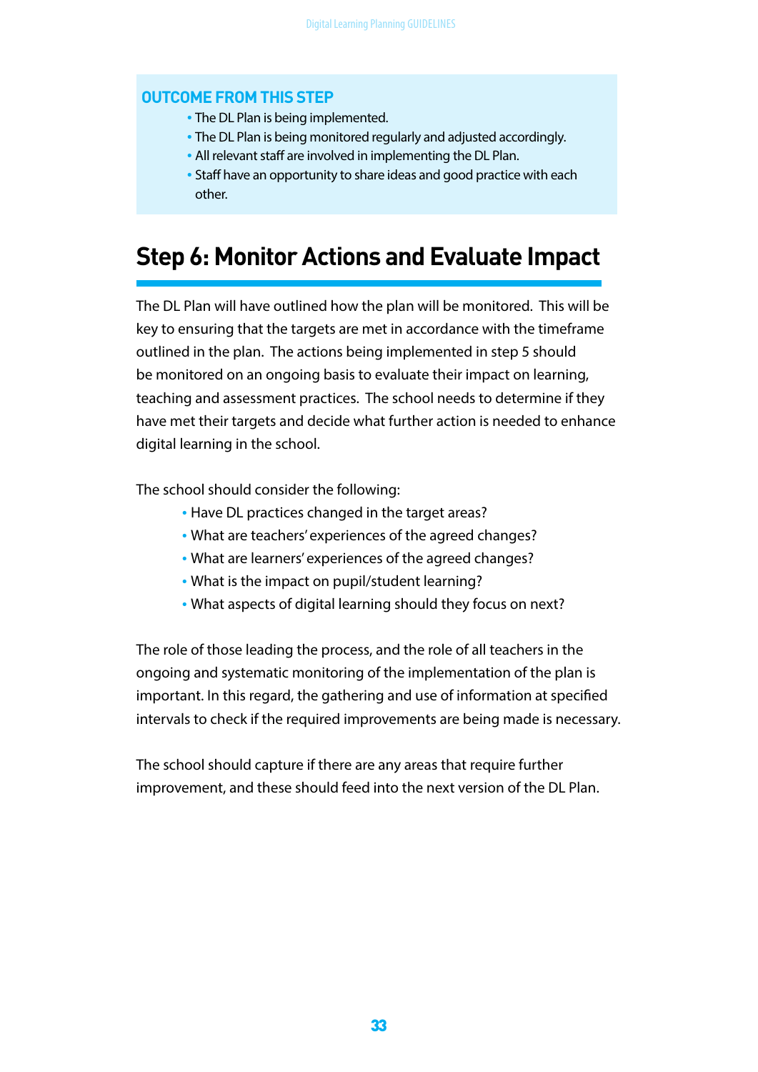**OUTCOME FROM THIS STEP**

- The DL Plan is being implemented.
- The DL Plan is being monitored regularly and adjusted accordingly.
- All relevant staff are involved in implementing the DL Plan.
- Staff have an opportunity to share ideas and good practice with each other.

## Step 6: Monitor Actions and Evaluate Impact

The DL Plan will have outlined how the plan will be monitored. This will be key to ensuring that the targets are met in accordance with the timeframe outlined in the plan. The actions being implemented in step 5 should be monitored on an ongoing basis to evaluate their impact on learning, teaching and assessment practices. The school needs to determine if they have met their targets and decide what further action is needed to enhance digital learning in the school.

The school should consider the following:

- Have DL practices changed in the target areas?
- What are teachers' experiences of the agreed changes?
- What are learners' experiences of the agreed changes?
- What is the impact on pupil/student learning?
- What aspects of digital learning should they focus on next?

The role of those leading the process, and the role of all teachers in the ongoing and systematic monitoring of the implementation of the plan is important. In this regard, the gathering and use of information at specified intervals to check if the required improvements are being made is necessary.

The school should capture if there are any areas that require further improvement, and these should feed into the next version of the DL Plan.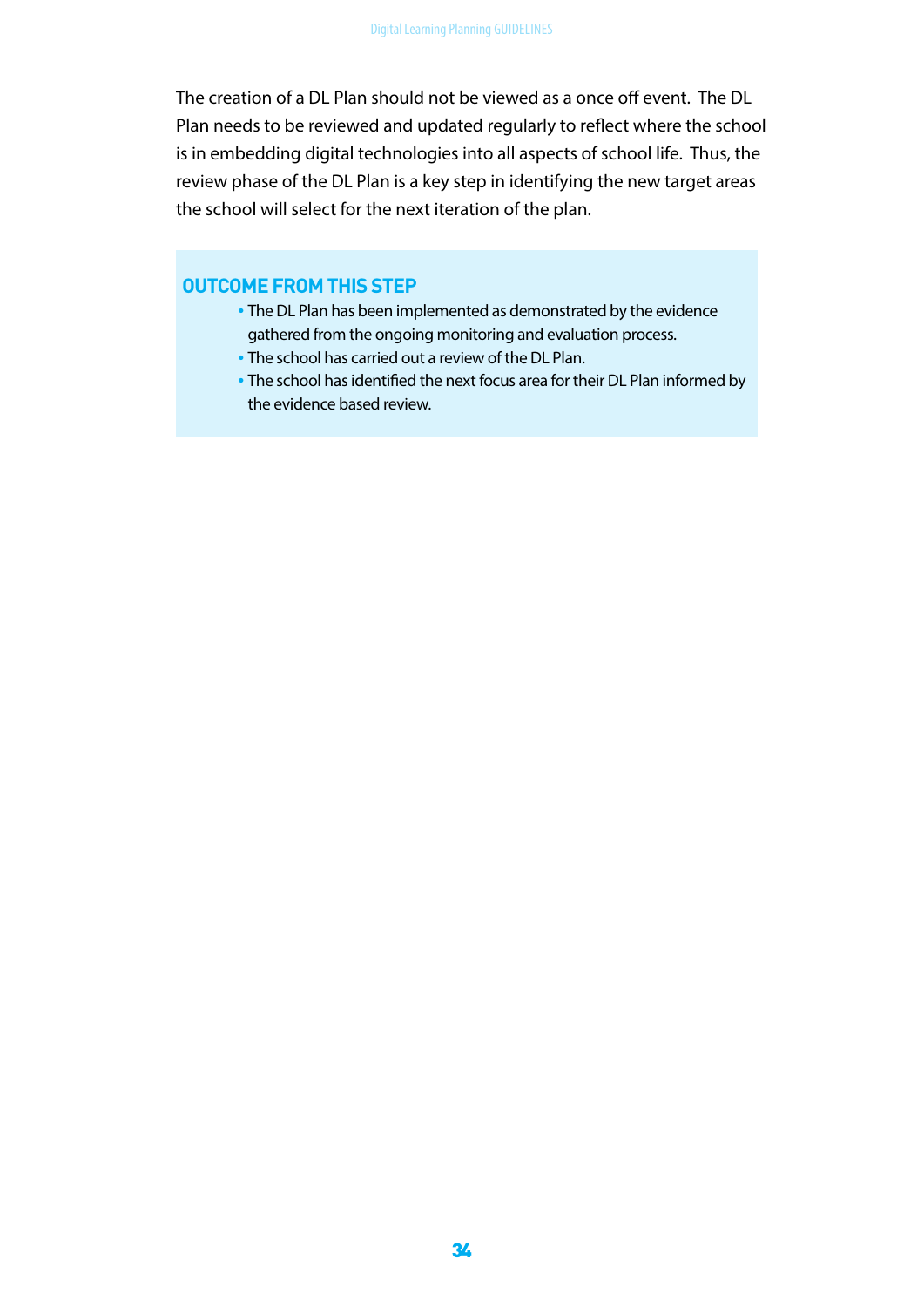The creation of a DL Plan should not be viewed as a once off event. The DL Plan needs to be reviewed and updated regularly to reflect where the school is in embedding digital technologies into all aspects of school life. Thus, the review phase of the DL Plan is a key step in identifying the new target areas the school will select for the next iteration of the plan.

### OUTCOME FROM THIS STEP

- The DL Plan has been implemented as demonstrated by the evidence gathered from the ongoing monitoring and evaluation process.
- The school has carried out a review of the DL Plan.
- The school has identified the next focus area for their DL Plan informed by the evidence based review.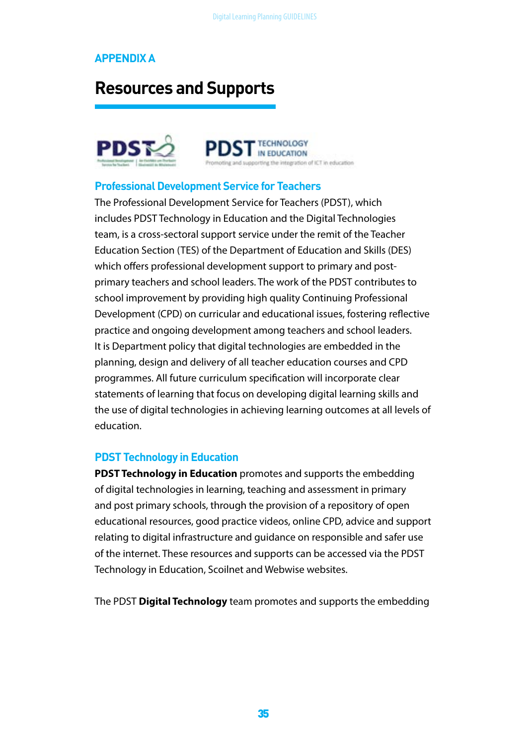## APPENDIX A

# Resources and Supports

### Professional Development Service for Teachers

The Professional Development Service for Teachers (PDST), which includes PDST Technology in Education and the Digital Technologies team, is a cross-sectoral support service under the remit of the Teacher Education Section (TES) of the Department of Education and Skills (DES) which offers professional development support to primary and post-primary teachers and school leaders. The work of the PDST contributes to school improvement by providing high quality Continuing Professional Development (CPD) on curricular and educational issues, fostering reflective practice and ongoing development among teachers and school leaders. It is Department policy that digital technologies are embedded in the planning, design and delivery of all teacher education courses and CPD programmes. All future curriculum specification will incorporate clear statements of learning that focus on developing digital learning skills and the use of digital technologies in achieving learning outcomes at all levels of education.

### PDST Technology in Education

**PDST Technology in Education** promotes and supports the embedding of digital technologies in learning, teaching and assessment in primary and post primary schools, through the provision of a repository of open educational resources, good practice videos, online CPD, advice and support relating to digital infrastructure and guidance on responsible and safer use of the internet. These resources and supports can be accessed via the PDST Technology in Education, Scoilnet and Webwise websites.

The PDST **Digital Technology** team promotes and supports the embedding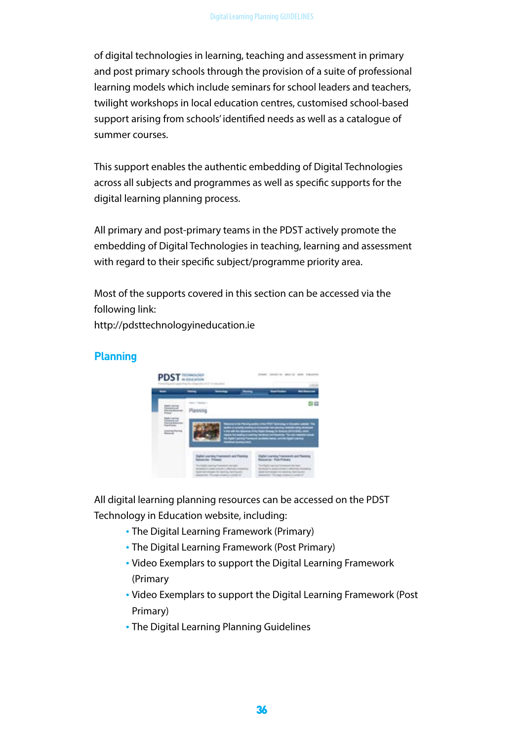of digital technologies in learning, teaching and assessment in primary and post primary schools through the provision of a suite of professional learning models which include seminars for school leaders and teachers, twilight workshops in local education centres, customised school-based support arising from schools' identified needs as well as a catalogue of summer courses.

This support enables the authentic embedding of Digital Technologies across all subjects and programmes as well as specific supports for the digital learning planning process.

All primary and post-primary teams in the PDST actively promote the embedding of Digital Technologies in teaching, learning and assessment with regard to their specific subject/programme priority area.

Most of the supports covered in this section can be accessed via the following link:
http://pdsttechnologyineducation.ie

## Planning

All digital learning planning resources can be accessed on the PDST Technology in Education website, including:

- The Digital Learning Framework (Primary)
- The Digital Learning Framework (Post Primary)
- Video Exemplars to support the Digital Learning Framework (Primary
- Video Exemplars to support the Digital Learning Framework (Post Primary)
- The Digital Learning Planning Guidelines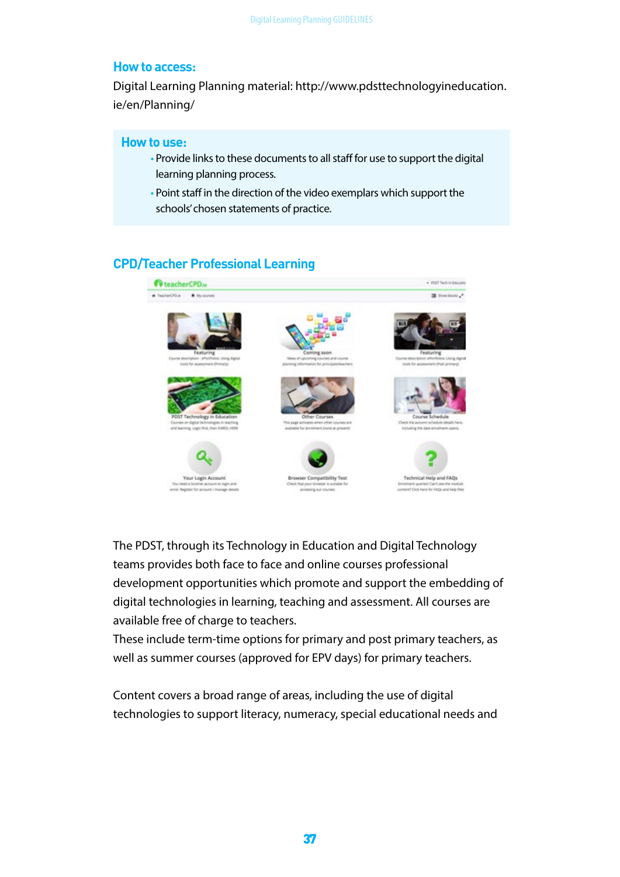## How to access:

Digital Learning Planning material: http://www.pdsttechnologyineducation.ie/en/Planning/

## How to use:

- Provide links to these documents to all staff for use to support the digital learning planning process.
- Point staff in the direction of the video exemplars which support the schools' chosen statements of practice.

## CPD/Teacher Professional Learning

The PDST, through its Technology in Education and Digital Technology teams provides both face to face and online courses professional development opportunities which promote and support the embedding of digital technologies in learning, teaching and assessment. All courses are available free of charge to teachers.
These include term-time options for primary and post primary teachers, as well as summer courses (approved for EPV days) for primary teachers.

Content covers a broad range of areas, including the use of digital technologies to support literacy, numeracy, special educational needs and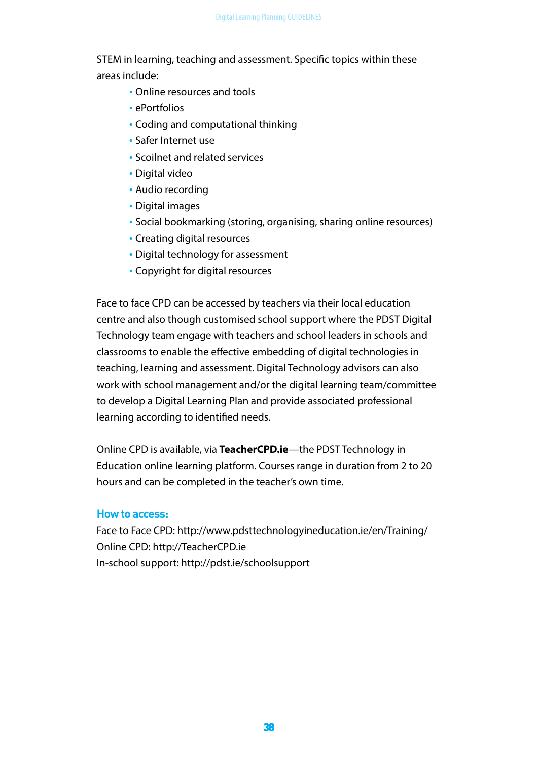STEM in learning, teaching and assessment. Specific topics within these areas include:

- Online resources and tools
- ePortfolios
- Coding and computational thinking
- Safer Internet use
- Scoilnet and related services
- Digital video
- Audio recording
- Digital images
- Social bookmarking (storing, organising, sharing online resources)
- Creating digital resources
- Digital technology for assessment
- Copyright for digital resources

Face to face CPD can be accessed by teachers via their local education centre and also though customised school support where the PDST Digital Technology team engage with teachers and school leaders in schools and classrooms to enable the effective embedding of digital technologies in teaching, learning and assessment. Digital Technology advisors can also work with school management and/or the digital learning team/committee to develop a Digital Learning Plan and provide associated professional learning according to identified needs.

Online CPD is available, via **TeacherCPD.ie**—the PDST Technology in Education online learning platform. Courses range in duration from 2 to 20 hours and can be completed in the teacher's own time.

### How to access:

Face to Face CPD: http://www.pdsttechnologyineducation.ie/en/Training/
Online CPD: http://TeacherCPD.ie
In-school support: http://pdst.ie/schoolsupport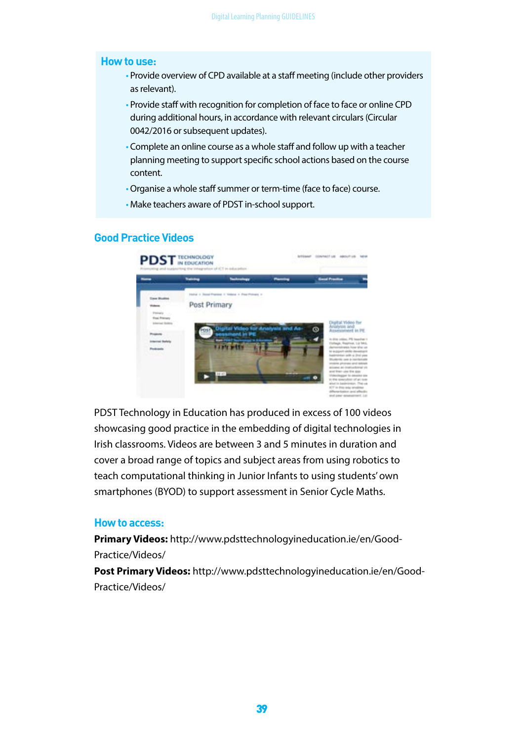### How to use:

- Provide overview of CPD available at a staff meeting (include other providers as relevant).
- Provide staff with recognition for completion of face to face or online CPD during additional hours, in accordance with relevant circulars (Circular 0042/2016 or subsequent updates).
- Complete an online course as a whole staff and follow up with a teacher planning meeting to support specific school actions based on the course content.
- Organise a whole staff summer or term-time (face to face) course.
- Make teachers aware of PDST in-school support.

## Good Practice Videos

PDST Technology in Education has produced in excess of 100 videos showcasing good practice in the embedding of digital technologies in Irish classrooms. Videos are between 3 and 5 minutes in duration and cover a broad range of topics and subject areas from using robotics to teach computational thinking in Junior Infants to using students' own smartphones (BYOD) to support assessment in Senior Cycle Maths.

### How to access:

**Primary Videos:** http://www.pdsttechnologyineducation.ie/en/Good-Practice/Videos/

**Post Primary Videos:** http://www.pdsttechnologyineducation.ie/en/Good-Practice/Videos/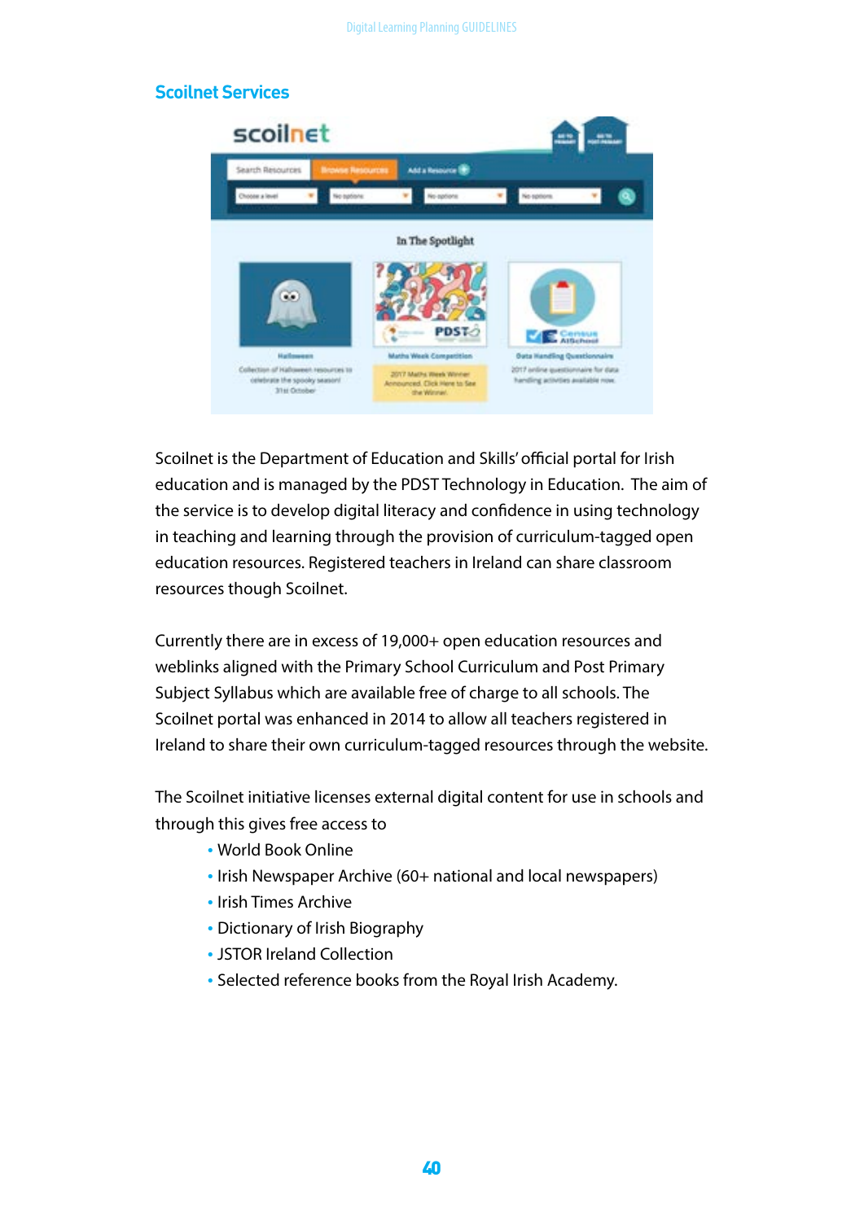## Scoilnet Services

Scoilnet is the Department of Education and Skills' official portal for Irish education and is managed by the PDST Technology in Education. The aim of the service is to develop digital literacy and confidence in using technology in teaching and learning through the provision of curriculum-tagged open education resources. Registered teachers in Ireland can share classroom resources though Scoilnet.

Currently there are in excess of 19,000+ open education resources and weblinks aligned with the Primary School Curriculum and Post Primary Subject Syllabus which are available free of charge to all schools. The Scoilnet portal was enhanced in 2014 to allow all teachers registered in Ireland to share their own curriculum-tagged resources through the website.

The Scoilnet initiative licenses external digital content for use in schools and through this gives free access to

- World Book Online
- Irish Newspaper Archive (60+ national and local newspapers)
- Irish Times Archive
- Dictionary of Irish Biography
- JSTOR Ireland Collection
- Selected reference books from the Royal Irish Academy.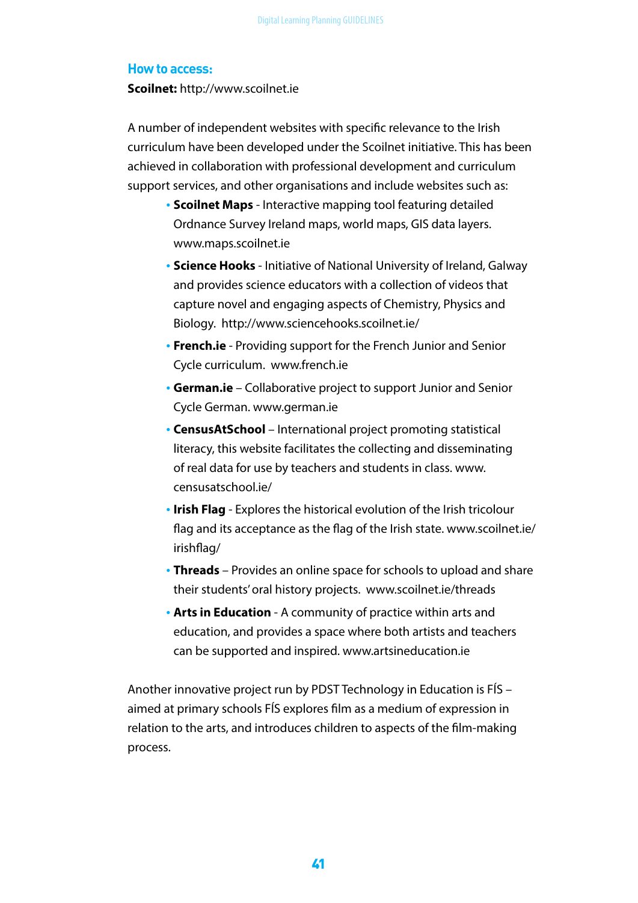### How to access:

**Scoilnet:** http://www.scoilnet.ie

A number of independent websites with specific relevance to the Irish curriculum have been developed under the Scoilnet initiative. This has been achieved in collaboration with professional development and curriculum support services, and other organisations and include websites such as:

- **Scoilnet Maps** - Interactive mapping tool featuring detailed Ordnance Survey Ireland maps, world maps, GIS data layers. www.maps.scoilnet.ie
- **Science Hooks** - Initiative of National University of Ireland, Galway and provides science educators with a collection of videos that capture novel and engaging aspects of Chemistry, Physics and Biology. http://www.sciencehooks.scoilnet.ie/
- **French.ie** - Providing support for the French Junior and Senior Cycle curriculum. www.french.ie
- **German.ie** – Collaborative project to support Junior and Senior Cycle German. www.german.ie
- **CensusAtSchool** – International project promoting statistical literacy, this website facilitates the collecting and disseminating of real data for use by teachers and students in class. www.censusatschool.ie/
- **Irish Flag** - Explores the historical evolution of the Irish tricolour flag and its acceptance as the flag of the Irish state. www.scoilnet.ie/irishflag/
- **Threads** – Provides an online space for schools to upload and share their students' oral history projects. www.scoilnet.ie/threads
- **Arts in Education** - A community of practice within arts and education, and provides a space where both artists and teachers can be supported and inspired. www.artsineducation.ie

Another innovative project run by PDST Technology in Education is FÍS – aimed at primary schools FÍS explores film as a medium of expression in relation to the arts, and introduces children to aspects of the film-making process.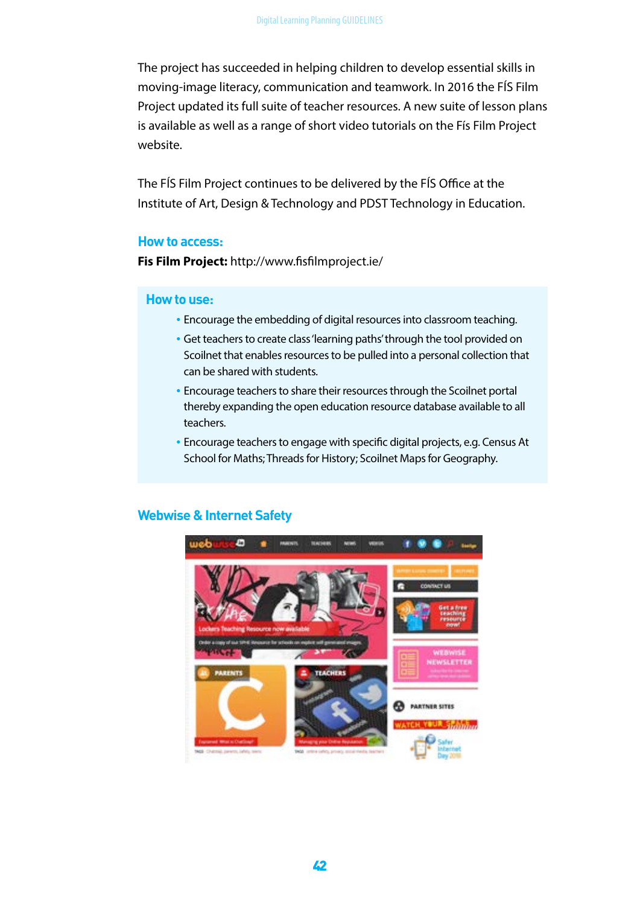The project has succeeded in helping children to develop essential skills in moving-image literacy, communication and teamwork. In 2016 the FÍS Film Project updated its full suite of teacher resources. A new suite of lesson plans is available as well as a range of short video tutorials on the Fís Film Project website.

The FÍS Film Project continues to be delivered by the FÍS Office at the Institute of Art, Design & Technology and PDST Technology in Education.

### How to access:

**Fis Film Project:** http://www.fisfilmproject.ie/

### How to use:

- Encourage the embedding of digital resources into classroom teaching.
- Get teachers to create class 'learning paths' through the tool provided on Scoilnet that enables resources to be pulled into a personal collection that can be shared with students.
- Encourage teachers to share their resources through the Scoilnet portal thereby expanding the open education resource database available to all teachers.
- Encourage teachers to engage with specific digital projects, e.g. Census At School for Maths; Threads for History; Scoilnet Maps for Geography.

## Webwise & Internet Safety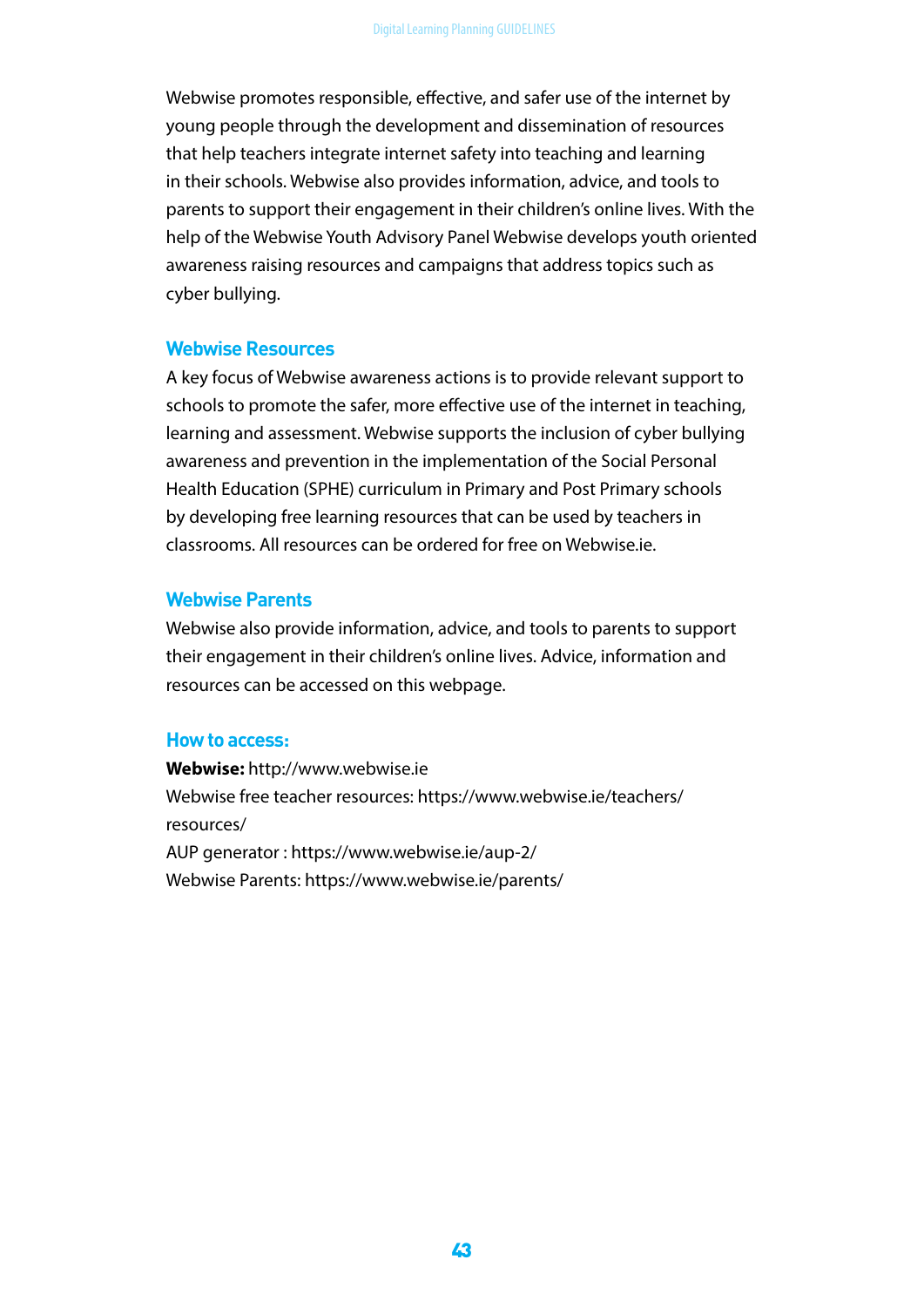Webwise promotes responsible, effective, and safer use of the internet by young people through the development and dissemination of resources that help teachers integrate internet safety into teaching and learning in their schools. Webwise also provides information, advice, and tools to parents to support their engagement in their children's online lives. With the help of the Webwise Youth Advisory Panel Webwise develops youth oriented awareness raising resources and campaigns that address topics such as cyber bullying.

### Webwise Resources

A key focus of Webwise awareness actions is to provide relevant support to schools to promote the safer, more effective use of the internet in teaching, learning and assessment. Webwise supports the inclusion of cyber bullying awareness and prevention in the implementation of the Social Personal Health Education (SPHE) curriculum in Primary and Post Primary schools by developing free learning resources that can be used by teachers in classrooms. All resources can be ordered for free on Webwise.ie.

### Webwise Parents

Webwise also provide information, advice, and tools to parents to support their engagement in their children's online lives. Advice, information and resources can be accessed on this webpage.

### How to access:

**Webwise:** http://www.webwise.ie
Webwise free teacher resources: https://www.webwise.ie/teachers/resources/
AUP generator : https://www.webwise.ie/aup-2/
Webwise Parents: https://www.webwise.ie/parents/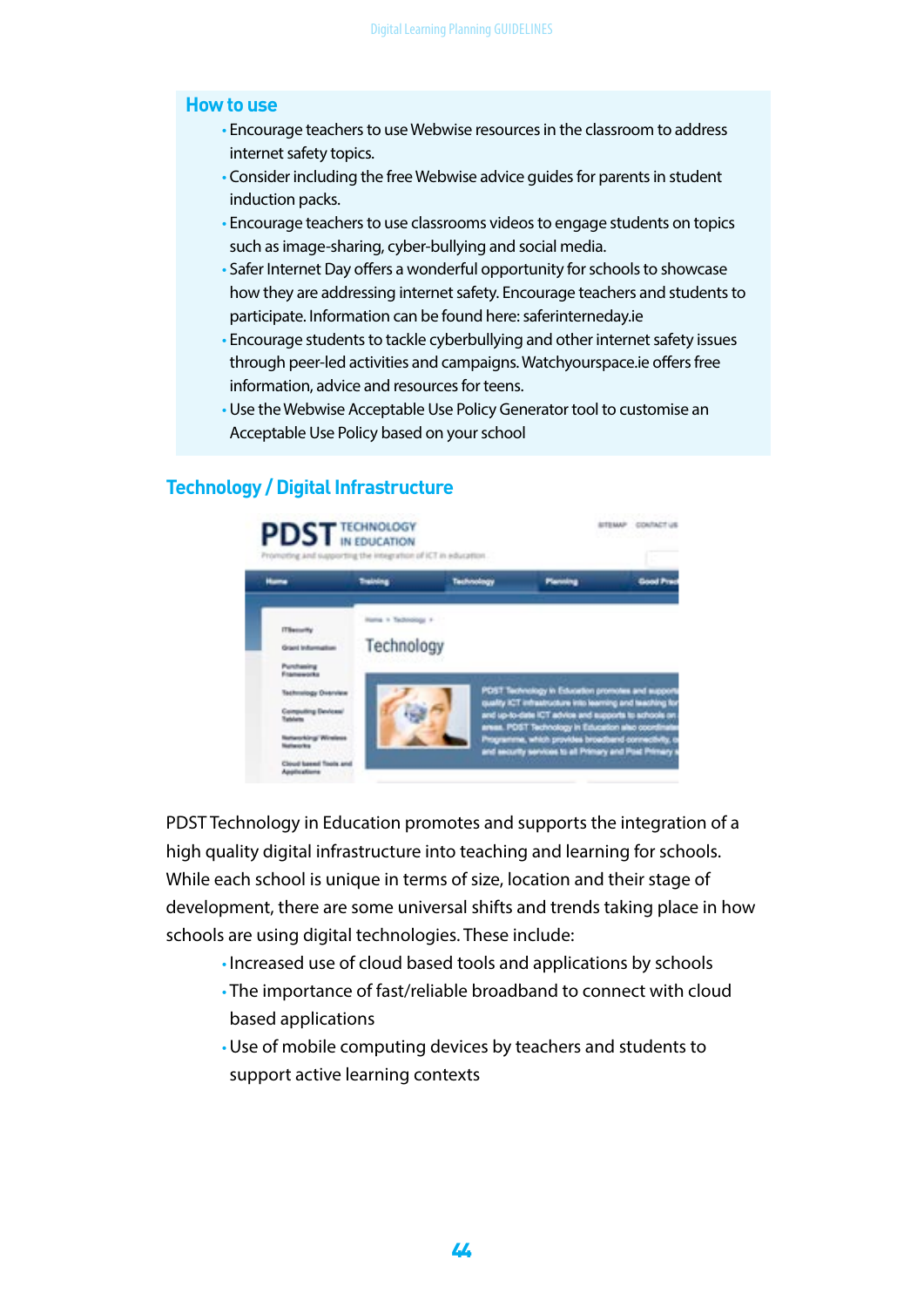## How to use

- Encourage teachers to use Webwise resources in the classroom to address internet safety topics.
- Consider including the free Webwise advice guides for parents in student induction packs.
- Encourage teachers to use classrooms videos to engage students on topics such as image-sharing, cyber-bullying and social media.
- Safer Internet Day offers a wonderful opportunity for schools to showcase how they are addressing internet safety. Encourage teachers and students to participate. Information can be found here: saferinterneday.ie
- Encourage students to tackle cyberbullying and other internet safety issues through peer-led activities and campaigns. Watchyourspace.ie offers free information, advice and resources for teens.
- Use the Webwise Acceptable Use Policy Generator tool to customise an Acceptable Use Policy based on your school

## Technology / Digital Infrastructure

PDST Technology in Education promotes and supports the integration of a high quality digital infrastructure into teaching and learning for schools. While each school is unique in terms of size, location and their stage of development, there are some universal shifts and trends taking place in how schools are using digital technologies. These include:

- Increased use of cloud based tools and applications by schools
- The importance of fast/reliable broadband to connect with cloud based applications
- Use of mobile computing devices by teachers and students to support active learning contexts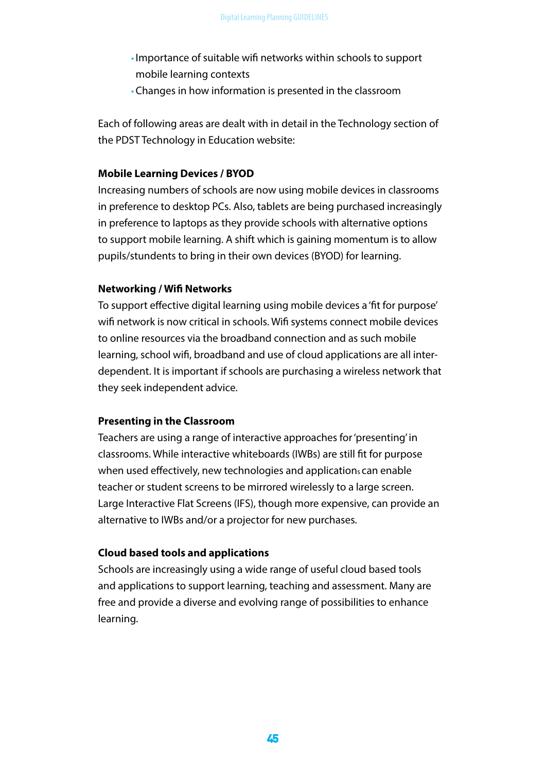- Importance of suitable wifi networks within schools to support mobile learning contexts
- Changes in how information is presented in the classroom

Each of following areas are dealt with in detail in the Technology section of the PDST Technology in Education website:

**Mobile Learning Devices / BYOD**

Increasing numbers of schools are now using mobile devices in classrooms in preference to desktop PCs. Also, tablets are being purchased increasingly in preference to laptops as they provide schools with alternative options to support mobile learning. A shift which is gaining momentum is to allow pupils/stundents to bring in their own devices (BYOD) for learning.

**Networking / Wifi Networks**

To support effective digital learning using mobile devices a 'fit for purpose' wifi network is now critical in schools. Wifi systems connect mobile devices to online resources via the broadband connection and as such mobile learning, school wifi, broadband and use of cloud applications are all inter-dependent. It is important if schools are purchasing a wireless network that they seek independent advice.

**Presenting in the Classroom**

Teachers are using a range of interactive approaches for 'presenting' in classrooms. While interactive whiteboards (IWBs) are still fit for purpose when used effectively, new technologies and applications can enable teacher or student screens to be mirrored wirelessly to a large screen. Large Interactive Flat Screens (IFS), though more expensive, can provide an alternative to IWBs and/or a projector for new purchases.

**Cloud based tools and applications**

Schools are increasingly using a wide range of useful cloud based tools and applications to support learning, teaching and assessment. Many are free and provide a diverse and evolving range of possibilities to enhance learning.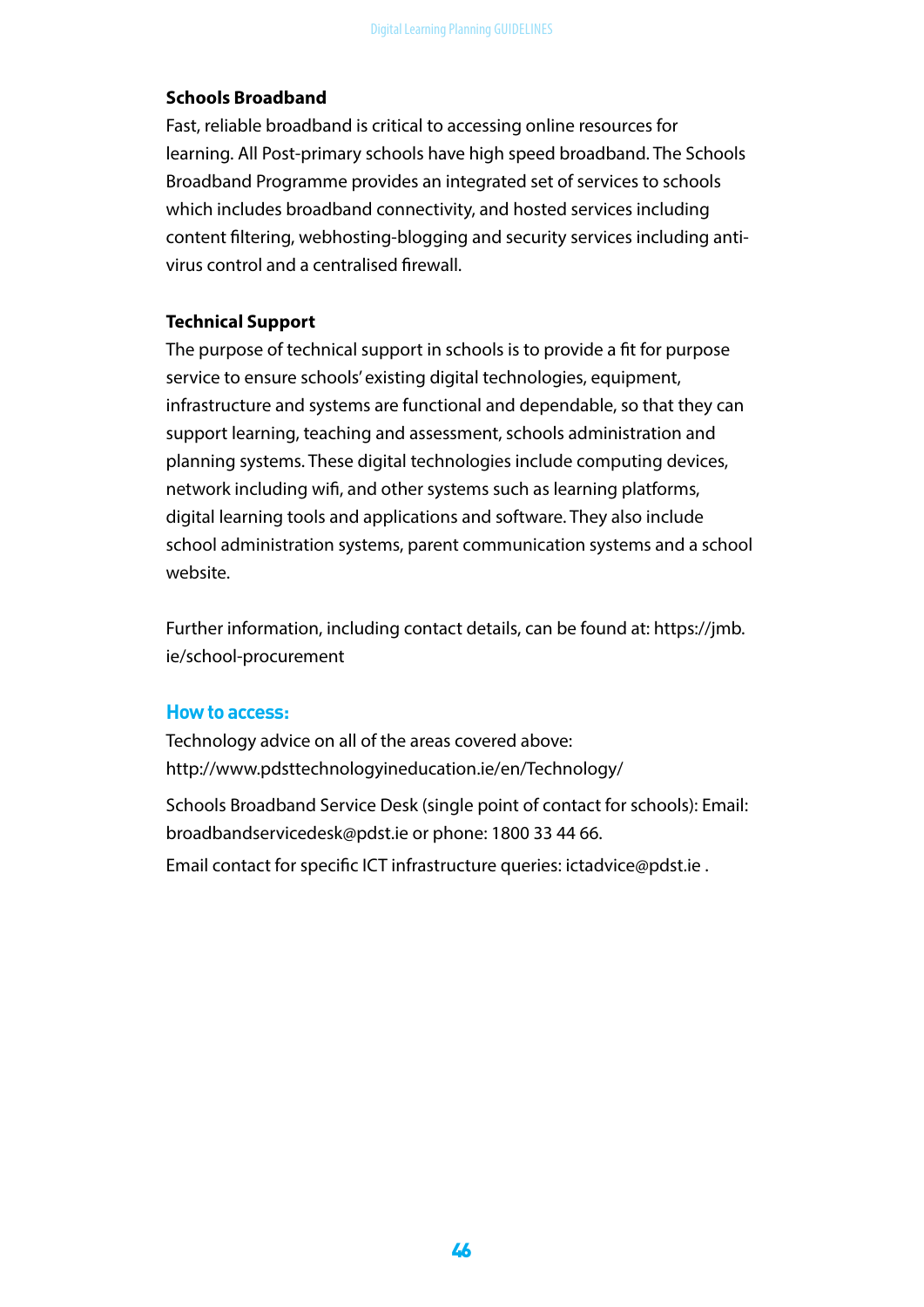### Schools Broadband

Fast, reliable broadband is critical to accessing online resources for learning. All Post-primary schools have high speed broadband. The Schools Broadband Programme provides an integrated set of services to schools which includes broadband connectivity, and hosted services including content filtering, webhosting-blogging and security services including anti-virus control and a centralised firewall.

### Technical Support

The purpose of technical support in schools is to provide a fit for purpose service to ensure schools' existing digital technologies, equipment, infrastructure and systems are functional and dependable, so that they can support learning, teaching and assessment, schools administration and planning systems. These digital technologies include computing devices, network including wifi, and other systems such as learning platforms, digital learning tools and applications and software. They also include school administration systems, parent communication systems and a school website.

Further information, including contact details, can be found at: https://jmb.ie/school-procurement

### How to access:

Technology advice on all of the areas covered above:
http://www.pdsttechnologyineducation.ie/en/Technology/

Schools Broadband Service Desk (single point of contact for schools): Email: broadbandservicedesk@pdst.ie or phone: 1800 33 44 66.

Email contact for specific ICT infrastructure queries: ictadvice@pdst.ie .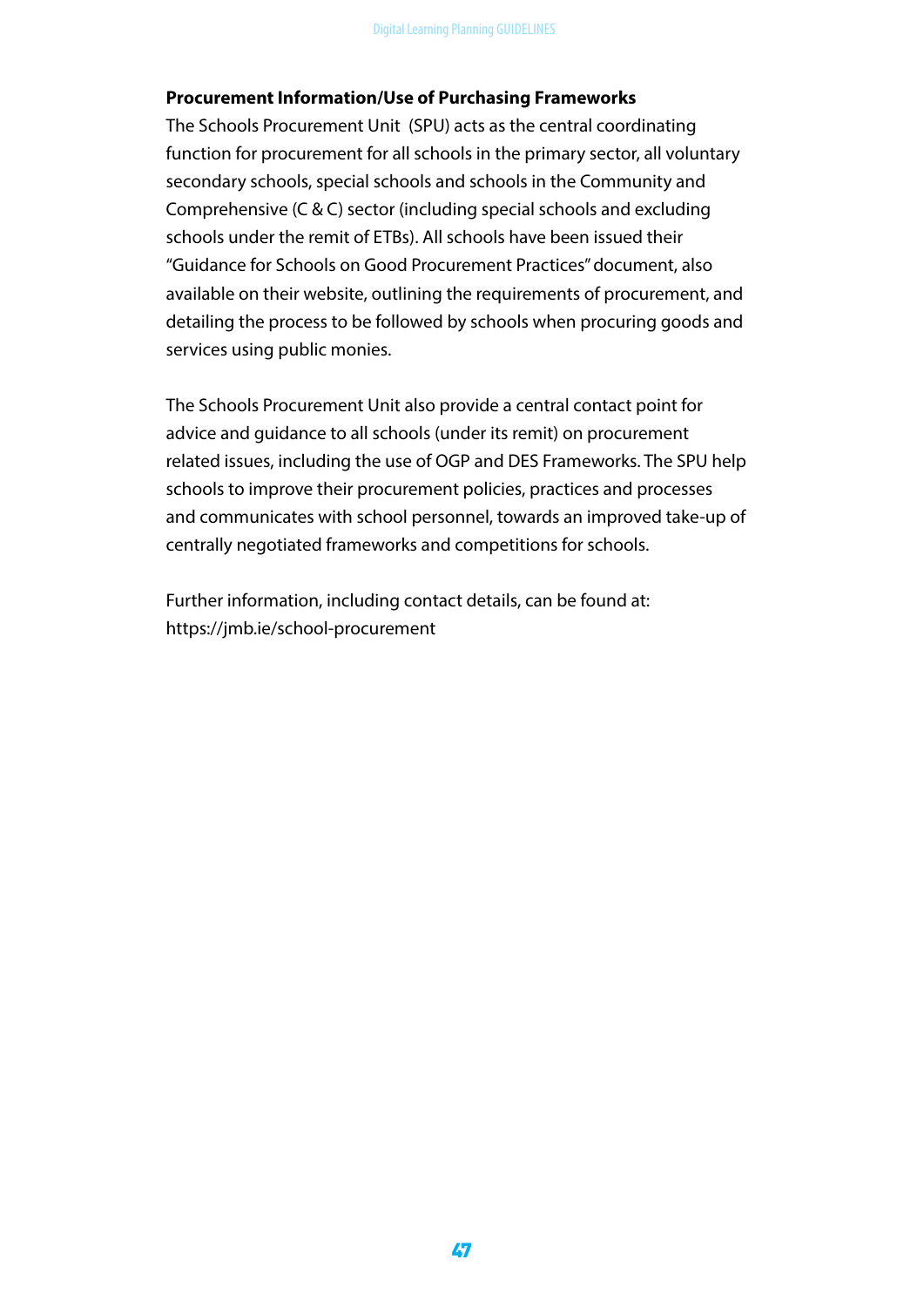**Procurement Information/Use of Purchasing Frameworks**

The Schools Procurement Unit (SPU) acts as the central coordinating function for procurement for all schools in the primary sector, all voluntary secondary schools, special schools and schools in the Community and Comprehensive (C & C) sector (including special schools and excluding schools under the remit of ETBs). All schools have been issued their "Guidance for Schools on Good Procurement Practices" document, also available on their website, outlining the requirements of procurement, and detailing the process to be followed by schools when procuring goods and services using public monies.

The Schools Procurement Unit also provide a central contact point for advice and guidance to all schools (under its remit) on procurement related issues, including the use of OGP and DES Frameworks. The SPU help schools to improve their procurement policies, practices and processes and communicates with school personnel, towards an improved take-up of centrally negotiated frameworks and competitions for schools.

Further information, including contact details, can be found at: https://jmb.ie/school-procurement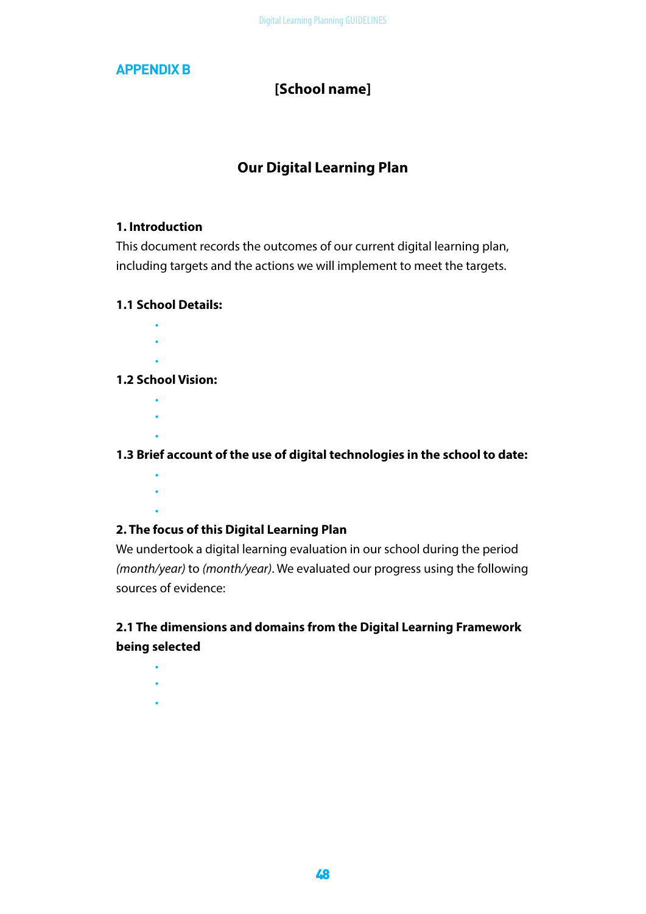## APPENDIX B

**[School name]**

# Our Digital Learning Plan

### 1. Introduction

This document records the outcomes of our current digital learning plan, including targets and the actions we will implement to meet the targets.

#### 1.1 School Details:

- 
- 
- 

#### 1.2 School Vision:

- 
- 
- 

#### 1.3 Brief account of the use of digital technologies in the school to date:

- 
- 
- 

### 2. The focus of this Digital Learning Plan

We undertook a digital learning evaluation in our school during the period *(month/year)* to *(month/year)*. We evaluated our progress using the following sources of evidence:

#### 2.1 The dimensions and domains from the Digital Learning Framework being selected

- 
- 
-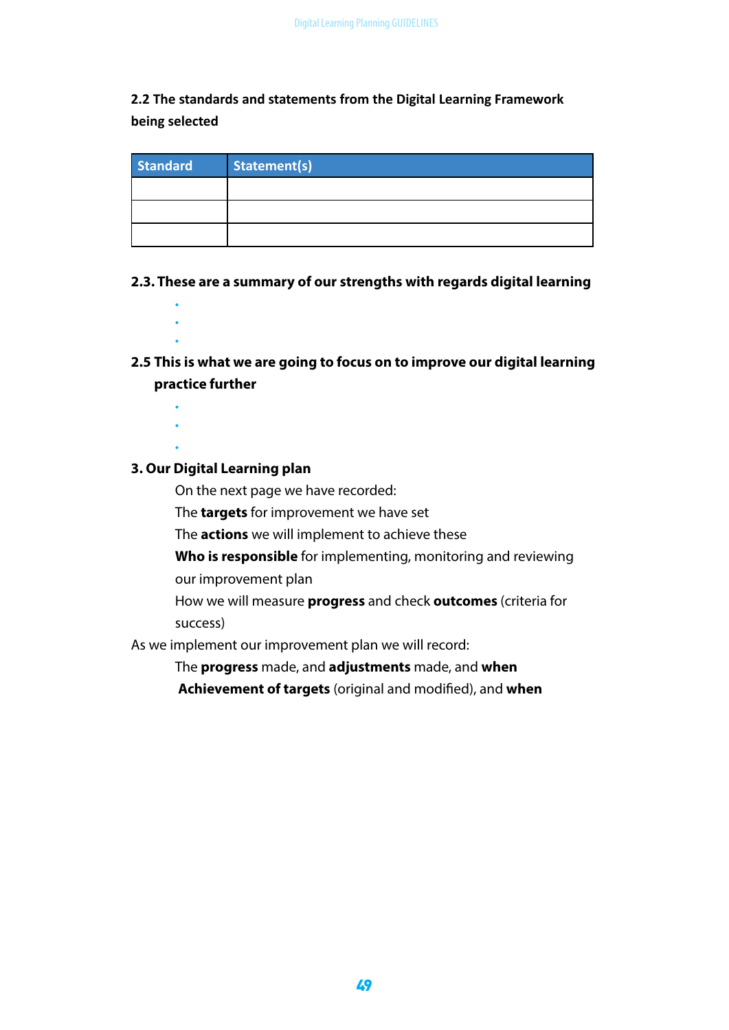### 2.2 The standards and statements from the Digital Learning Framework being selected

| Standard | Statement(s) |
| --- | --- |
| | |
| | |
| | |

### 2.3. These are a summary of our strengths with regards digital learning

- 
- 
- 

### 2.5 This is what we are going to focus on to improve our digital learning practice further

- 
- 
- 

### 3. Our Digital Learning plan

On the next page we have recorded:

The **targets** for improvement we have set

The **actions** we will implement to achieve these

**Who is responsible** for implementing, monitoring and reviewing our improvement plan

How we will measure **progress** and check **outcomes** (criteria for success)

As we implement our improvement plan we will record:

The **progress** made, and **adjustments** made, and **when**

**Achievement of targets** (original and modified), and **when**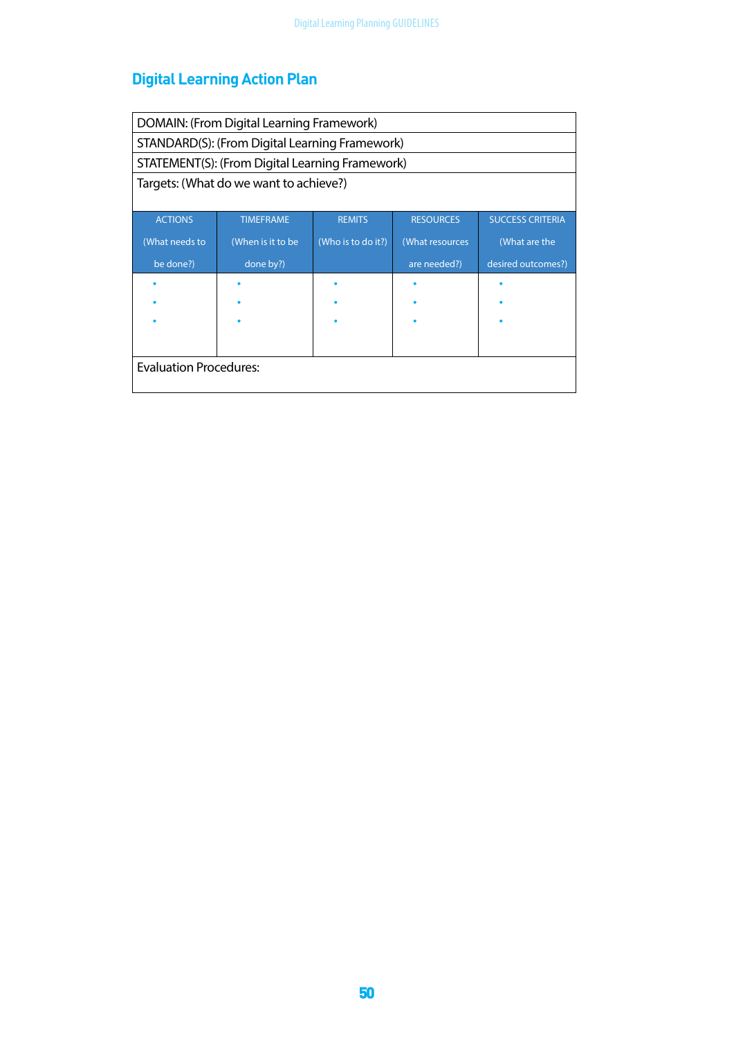## Digital Learning Action Plan

| DOMAIN: (From Digital Learning Framework) | | | | |
|---|---|---|---|---|
| STANDARD(S): (From Digital Learning Framework) | | | | |
| STATEMENT(S): (From Digital Learning Framework) | | | | |
| Targets: (What do we want to achieve?) | | | | |
| ACTIONS (What needs to be done?) | TIMEFRAME (When is it to be done by?) | REMITS (Who is to do it?) | RESOURCES (What resources are needed?) | SUCCESS CRITERIA (What are the desired outcomes?) |
| • <br> • <br> • | • <br> • <br> • | • <br> • <br> • | • <br> • <br> • | • <br> • <br> • |
| Evaluation Procedures: | | | | |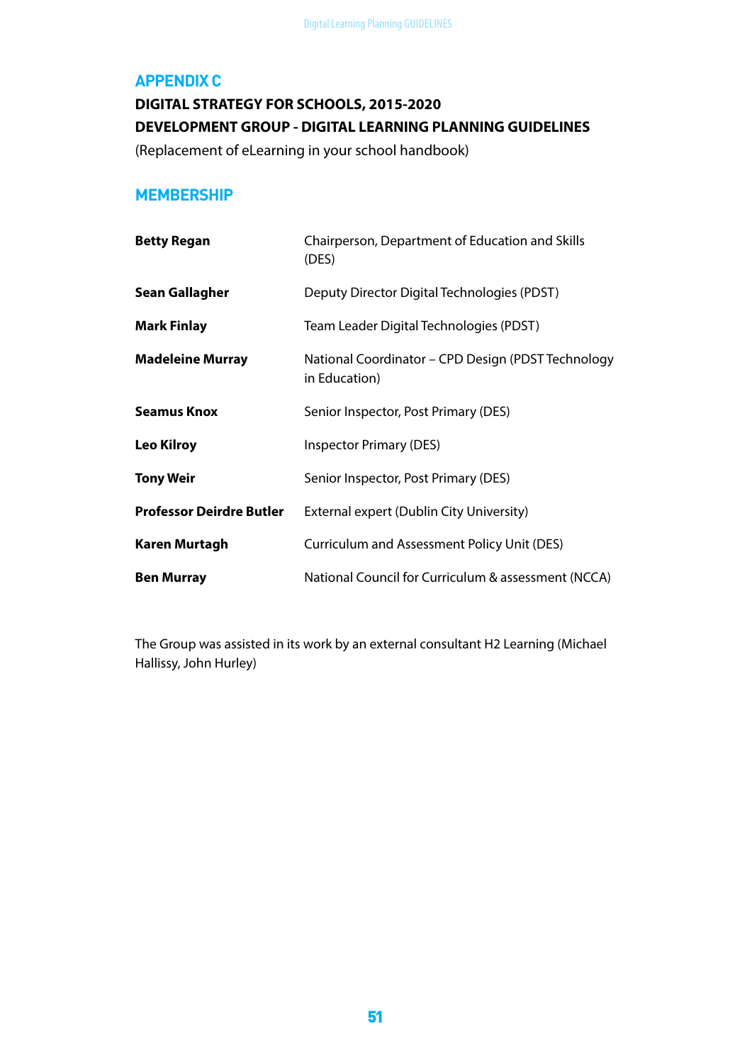## APPENDIX C

**DIGITAL STRATEGY FOR SCHOOLS, 2015-2020**

**DEVELOPMENT GROUP - DIGITAL LEARNING PLANNING GUIDELINES**

(Replacement of eLearning in your school handbook)

## MEMBERSHIP

| | |
|---|---|
| **Betty Regan** | Chairperson, Department of Education and Skills (DES) |
| **Sean Gallagher** | Deputy Director Digital Technologies (PDST) |
| **Mark Finlay** | Team Leader Digital Technologies (PDST) |
| **Madeleine Murray** | National Coordinator – CPD Design (PDST Technology in Education) |
| **Seamus Knox** | Senior Inspector, Post Primary (DES) |
| **Leo Kilroy** | Inspector Primary (DES) |
| **Tony Weir** | Senior Inspector, Post Primary (DES) |
| **Professor Deirdre Butler** | External expert (Dublin City University) |
| **Karen Murtagh** | Curriculum and Assessment Policy Unit (DES) |
| **Ben Murray** | National Council for Curriculum & assessment (NCCA) |

The Group was assisted in its work by an external consultant H2 Learning (Michael Hallissy, John Hurley)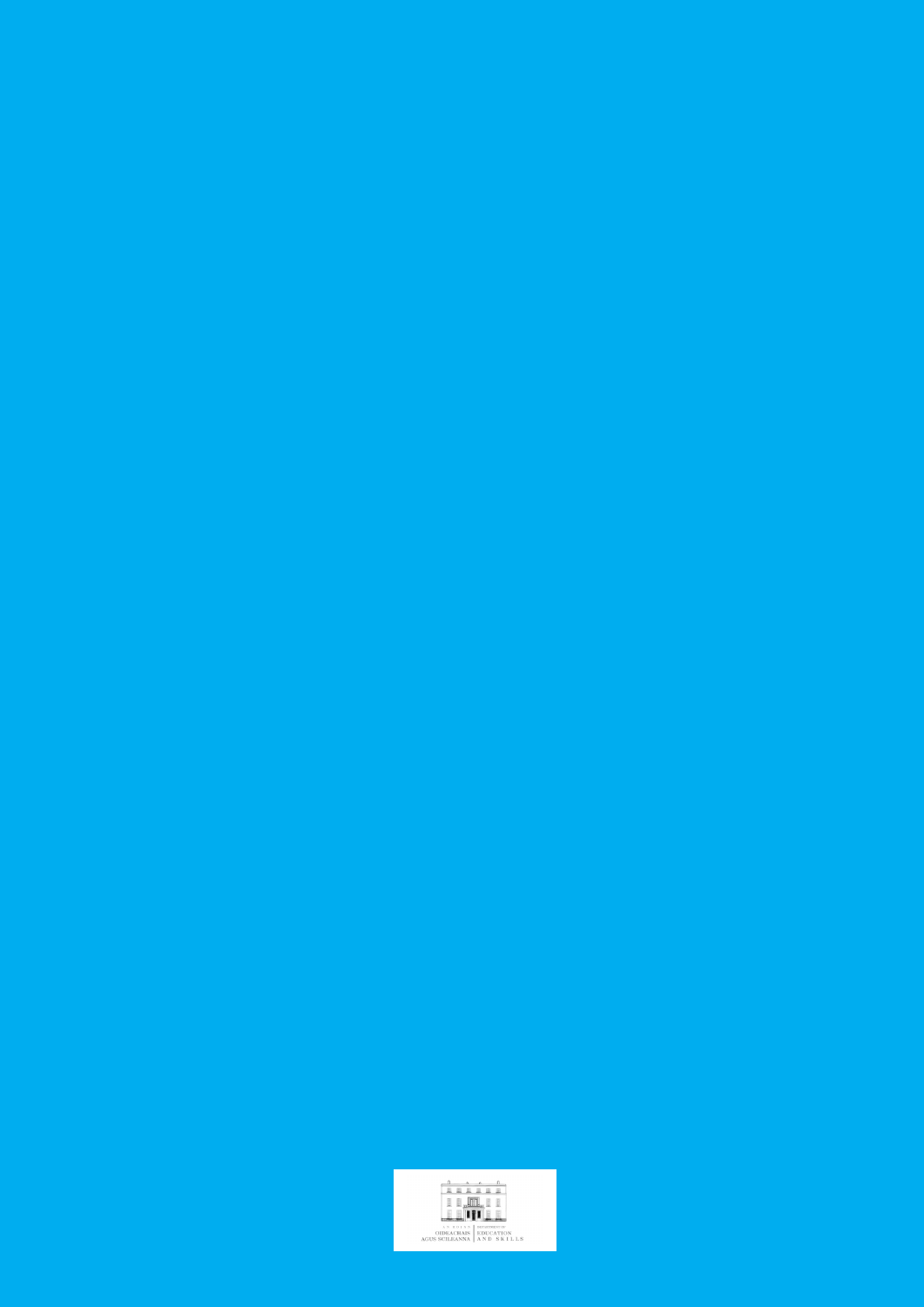AN ROINN
OIDEACHAIS AGUS SCILEANNA
DEPARTMENT OF
EDUCATION AND SKILLS